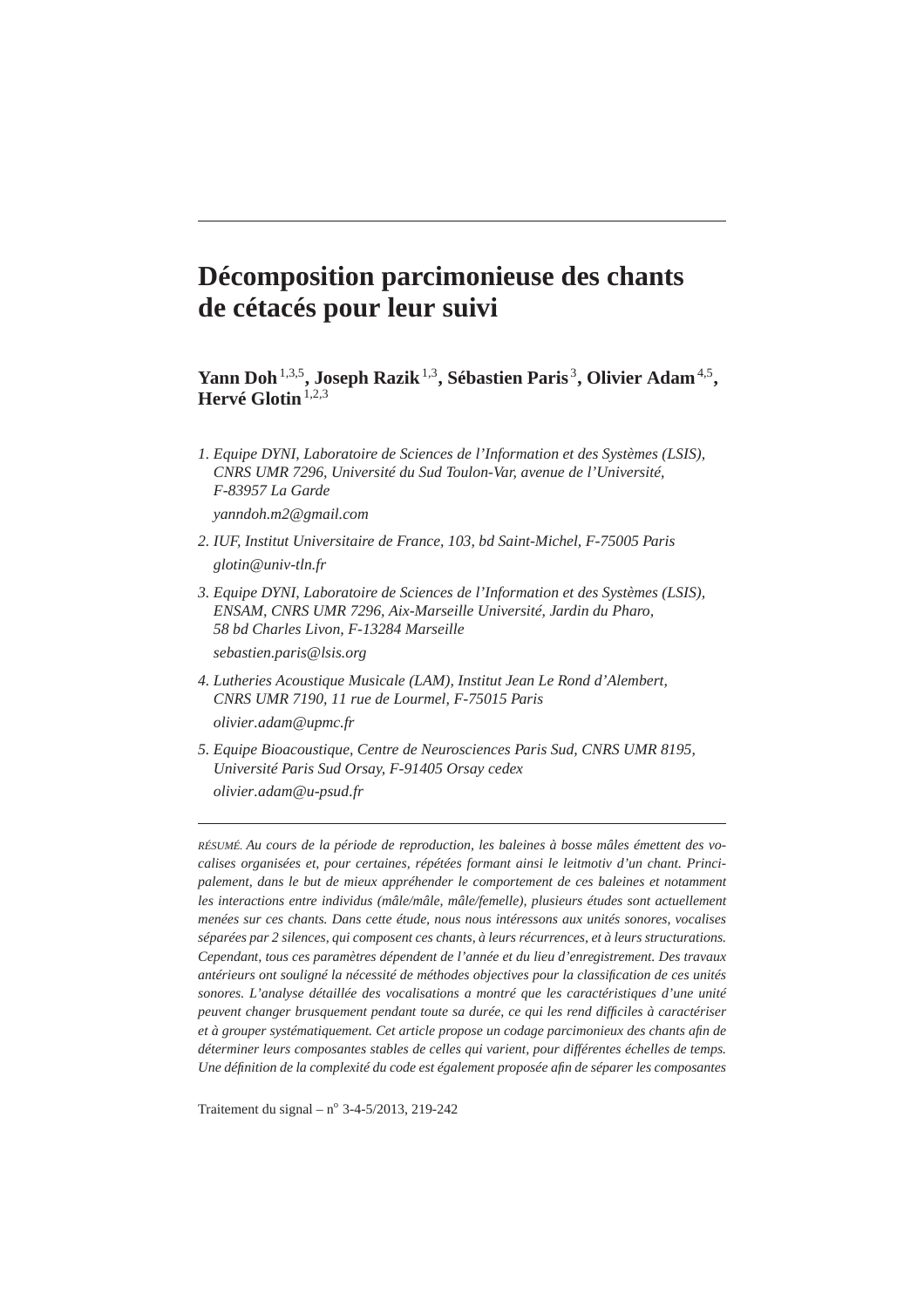# Décomposition parcimonieuse des chants de cétacés pour leur suivi

**Yann Doh**[1,3,5]**, Joseph Razik**[1,3]**, Sébastien Paris**[3]**, Olivier Adam**[4,5]**, Hervé Glotin**[1,2,3]

1. *Equipe DYNI, Laboratoire de Sciences de l'Information et des Systèmes (LSIS), CNRS UMR 7296, Université du Sud Toulon-Var, avenue de l'Université, F-83957 La Garde*

   *yanndoh.m2@gmail.com*

2. *IUF, Institut Universitaire de France, 103, bd Saint-Michel, F-75005 Paris*

   *glotin@univ-tln.fr*

3. *Equipe DYNI, Laboratoire de Sciences de l'Information et des Systèmes (LSIS), ENSAM, CNRS UMR 7296, Aix-Marseille Université, Jardin du Pharo, 58 bd Charles Livon, F-13284 Marseille*

   *sebastien.paris@lsis.org*

4. *Lutheries Acoustique Musicale (LAM), Institut Jean Le Rond d'Alembert, CNRS UMR 7190, 11 rue de Lourmel, F-75015 Paris*

   *olivier.adam@upmc.fr*

5. *Equipe Bioacoustique, Centre de Neurosciences Paris Sud, CNRS UMR 8195, Université Paris Sud Orsay, F-91405 Orsay cedex*

   *olivier.adam@u-psud.fr*

---

RÉSUMÉ. *Au cours de la période de reproduction, les baleines à bosse mâles émettent des vocalises organisées et, pour certaines, répétées formant ainsi le leitmotiv d'un chant. Principalement, dans le but de mieux appréhender le comportement de ces baleines et notamment les interactions entre individus (mâle/mâle, mâle/femelle), plusieurs études sont actuellement menées sur ces chants. Dans cette étude, nous nous intéressons aux unités sonores, vocalises séparées par 2 silences, qui composent ces chants, à leurs récurrences, et à leurs structurations. Cependant, tous ces paramètres dépendent de l'année et du lieu d'enregistrement. Des travaux antérieurs ont souligné la nécessité de méthodes objectives pour la classification de ces unités sonores. L'analyse détaillée des vocalisations a montré que les caractéristiques d'une unité peuvent changer brusquement pendant toute sa durée, ce qui les rend difficiles à caractériser et à grouper systématiquement. Cet article propose un codage parcimonieux des chants afin de déterminer leurs composantes stables de celles qui varient, pour différentes échelles de temps. Une définition de la complexité du code est également proposée afin de séparer les composantes*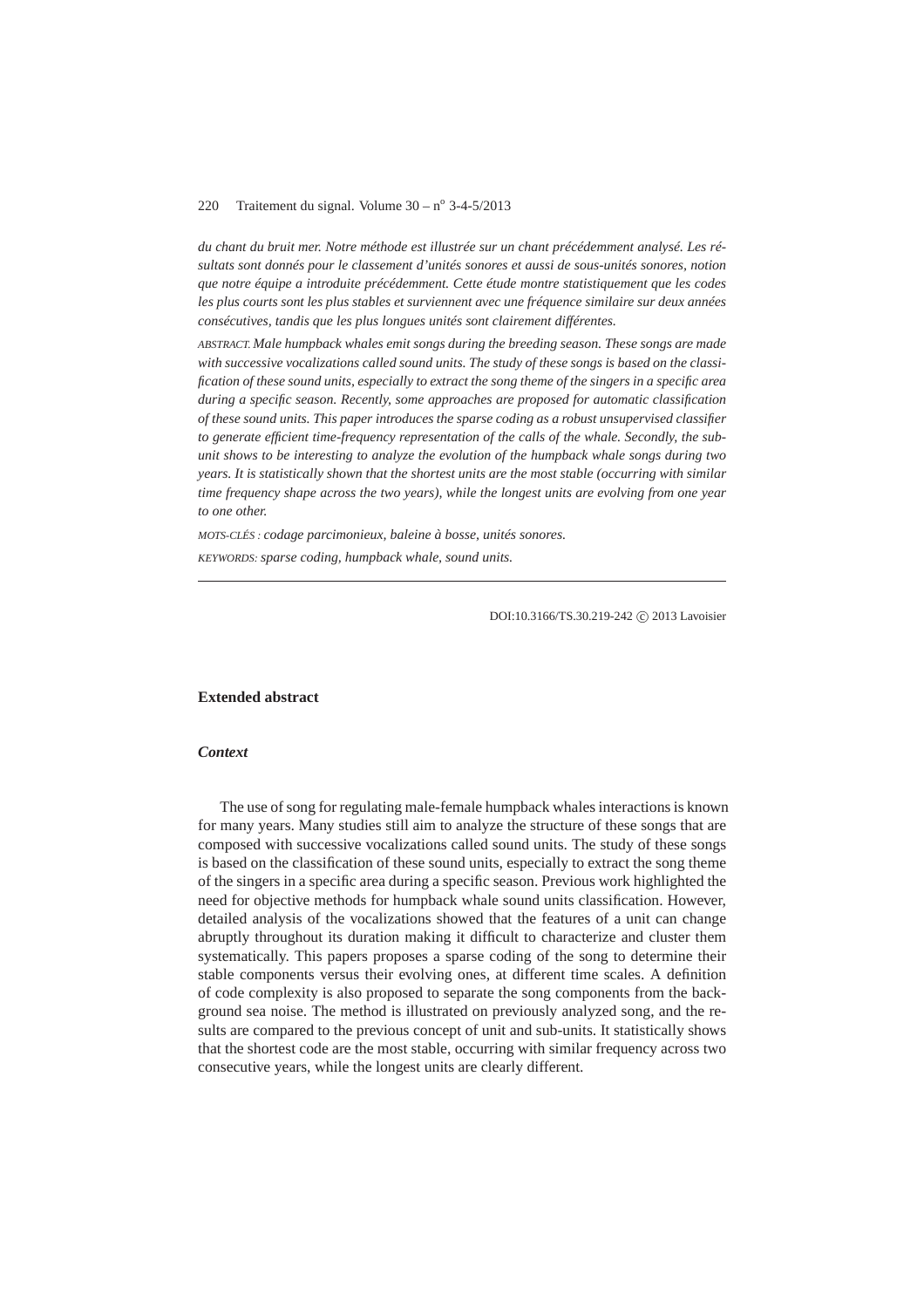*du chant du bruit mer. Notre méthode est illustrée sur un chant précédemment analysé. Les résultats sont donnés pour le classement d'unités sonores et aussi de sous-unités sonores, notion que notre équipe a introduite précédemment. Cette étude montre statistiquement que les codes les plus courts sont les plus stables et surviennent avec une fréquence similaire sur deux années consécutives, tandis que les plus longues unités sont clairement différentes.*

ABSTRACT. *Male humpback whales emit songs during the breeding season. These songs are made with successive vocalizations called sound units. The study of these songs is based on the classification of these sound units, especially to extract the song theme of the singers in a specific area during a specific season. Recently, some approaches are proposed for automatic classification of these sound units. This paper introduces the sparse coding as a robust unsupervised classifier to generate efficient time-frequency representation of the calls of the whale. Secondly, the subunit shows to be interesting to analyze the evolution of the humpback whale songs during two years. It is statistically shown that the shortest units are the most stable (occurring with similar time frequency shape across the two years), while the longest units are evolving from one year to one other.*

MOTS-CLÉS : *codage parcimonieux, baleine à bosse, unités sonores.*

KEYWORDS: *sparse coding, humpback whale, sound units.*

---

DOI:10.3166/TS.30.219-242 © 2013 Lavoisier

## Extended abstract

### *Context*

The use of song for regulating male-female humpback whales interactions is known for many years. Many studies still aim to analyze the structure of these songs that are composed with successive vocalizations called sound units. The study of these songs is based on the classification of these sound units, especially to extract the song theme of the singers in a specific area during a specific season. Previous work highlighted the need for objective methods for humpback whale sound units classification. However, detailed analysis of the vocalizations showed that the features of a unit can change abruptly throughout its duration making it difficult to characterize and cluster them systematically. This papers proposes a sparse coding of the song to determine their stable components versus their evolving ones, at different time scales. A definition of code complexity is also proposed to separate the song components from the background sea noise. The method is illustrated on previously analyzed song, and the results are compared to the previous concept of unit and sub-units. It statistically shows that the shortest code are the most stable, occurring with similar frequency across two consecutive years, while the longest units are clearly different.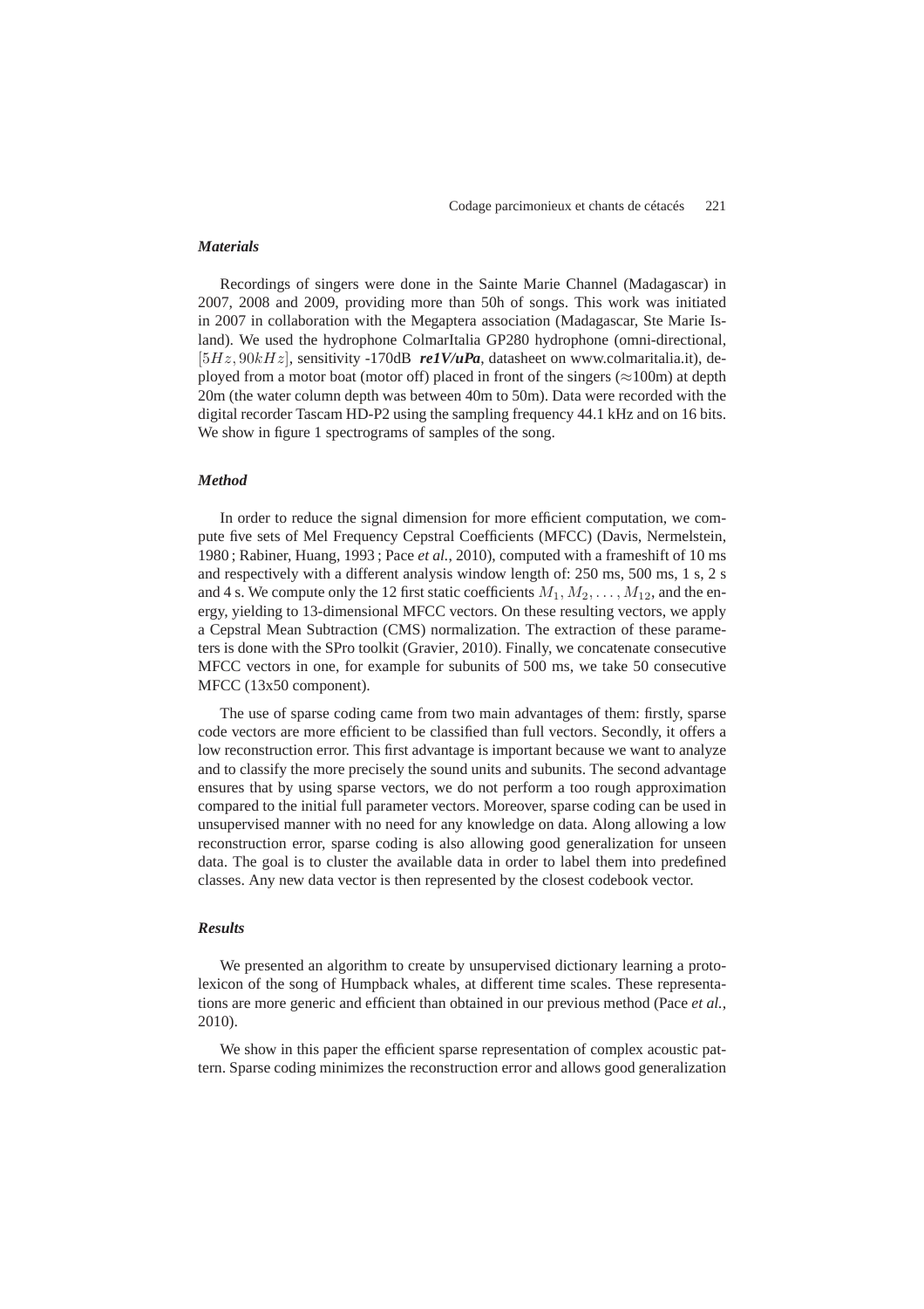### *Materials*

Recordings of singers were done in the Sainte Marie Channel (Madagascar) in 2007, 2008 and 2009, providing more than 50h of songs. This work was initiated in 2007 in collaboration with the Megaptera association (Madagascar, Ste Marie Island). We used the hydrophone ColmarItalia GP280 hydrophone (omni-directional, $[5Hz, 90kHz]$, sensitivity -170dB ***re1V/uPa***, datasheet on www.colmaritalia.it), deployed from a motor boat (motor off) placed in front of the singers ($\approx$100m) at depth 20m (the water column depth was between 40m to 50m). Data were recorded with the digital recorder Tascam HD-P2 using the sampling frequency 44.1 kHz and on 16 bits. We show in figure 1 spectrograms of samples of the song.

### *Method*

In order to reduce the signal dimension for more efficient computation, we compute five sets of Mel Frequency Cepstral Coefficients (MFCC) (Davis, Nermelstein, 1980 ; Rabiner, Huang, 1993 ; Pace *et al.*, 2010), computed with a frameshift of 10 ms and respectively with a different analysis window length of: 250 ms, 500 ms, 1 s, 2 s and 4 s. We compute only the 12 first static coefficients $M_1, M_2, \ldots, M_{12}$, and the energy, yielding to 13-dimensional MFCC vectors. On these resulting vectors, we apply a Cepstral Mean Subtraction (CMS) normalization. The extraction of these parameters is done with the SPro toolkit (Gravier, 2010). Finally, we concatenate consecutive MFCC vectors in one, for example for subunits of 500 ms, we take 50 consecutive MFCC (13x50 component).

The use of sparse coding came from two main advantages of them: firstly, sparse code vectors are more efficient to be classified than full vectors. Secondly, it offers a low reconstruction error. This first advantage is important because we want to analyze and to classify the more precisely the sound units and subunits. The second advantage ensures that by using sparse vectors, we do not perform a too rough approximation compared to the initial full parameter vectors. Moreover, sparse coding can be used in unsupervised manner with no need for any knowledge on data. Along allowing a low reconstruction error, sparse coding is also allowing good generalization for unseen data. The goal is to cluster the available data in order to label them into predefined classes. Any new data vector is then represented by the closest codebook vector.

### *Results*

We presented an algorithm to create by unsupervised dictionary learning a proto-lexicon of the song of Humpback whales, at different time scales. These representations are more generic and efficient than obtained in our previous method (Pace *et al.*, 2010).

We show in this paper the efficient sparse representation of complex acoustic pattern. Sparse coding minimizes the reconstruction error and allows good generalization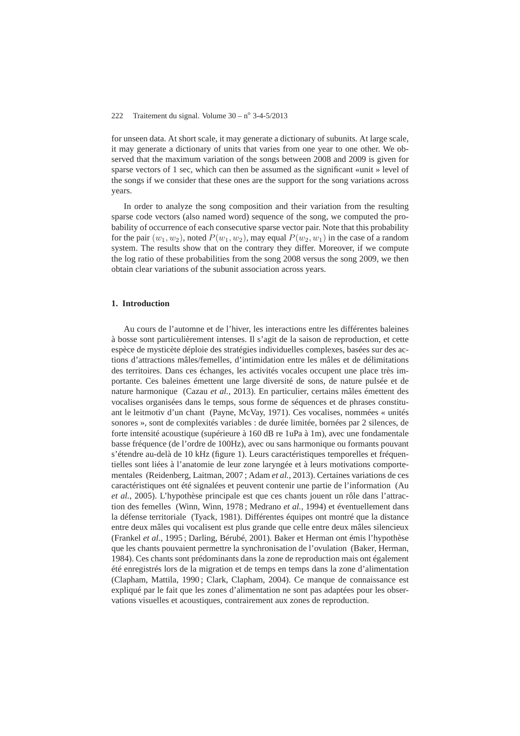for unseen data. At short scale, it may generate a dictionary of subunits. At large scale, it may generate a dictionary of units that varies from one year to one other. We observed that the maximum variation of the songs between 2008 and 2009 is given for sparse vectors of 1 sec, which can then be assumed as the significant «unit » level of the songs if we consider that these ones are the support for the song variations across years.

In order to analyze the song composition and their variation from the resulting sparse code vectors (also named word) sequence of the song, we computed the probability of occurrence of each consecutive sparse vector pair. Note that this probability for the pair $(w_1, w_2)$, noted $P(w_1, w_2)$, may equal $P(w_2, w_1)$ in the case of a random system. The results show that on the contrary they differ. Moreover, if we compute the log ratio of these probabilities from the song 2008 versus the song 2009, we then obtain clear variations of the subunit association across years.

## 1. Introduction

Au cours de l'automne et de l'hiver, les interactions entre les différentes baleines à bosse sont particulièrement intenses. Il s'agit de la saison de reproduction, et cette espèce de mysticète déploie des stratégies individuelles complexes, basées sur des actions d'attractions mâles/femelles, d'intimidation entre les mâles et de délimitations des territoires. Dans ces échanges, les activités vocales occupent une place très importante. Ces baleines émettent une large diversité de sons, de nature pulsée et de nature harmonique (Cazau *et al.*, 2013). En particulier, certains mâles émettent des vocalises organisées dans le temps, sous forme de séquences et de phrases constituant le leitmotiv d'un chant (Payne, McVay, 1971). Ces vocalises, nommées « unités sonores », sont de complexités variables : de durée limitée, bornées par 2 silences, de forte intensité acoustique (supérieure à 160 dB re 1uPa à 1m), avec une fondamentale basse fréquence (de l'ordre de 100Hz), avec ou sans harmonique ou formants pouvant s'étendre au-delà de 10 kHz (figure 1). Leurs caractéristiques temporelles et fréquentielles sont liées à l'anatomie de leur zone laryngée et à leurs motivations comportementales (Reidenberg, Laitman, 2007 ; Adam *et al.*, 2013). Certaines variations de ces caractéristiques ont été signalées et peuvent contenir une partie de l'information (Au *et al.*, 2005). L'hypothèse principale est que ces chants jouent un rôle dans l'attraction des femelles (Winn, Winn, 1978 ; Medrano *et al.*, 1994) et éventuellement dans la défense territoriale (Tyack, 1981). Différentes équipes ont montré que la distance entre deux mâles qui vocalisent est plus grande que celle entre deux mâles silencieux (Frankel *et al.*, 1995 ; Darling, Bérubé, 2001). Baker et Herman ont émis l'hypothèse que les chants pouvaient permettre la synchronisation de l'ovulation (Baker, Herman, 1984). Ces chants sont prédominants dans la zone de reproduction mais ont également été enregistrés lors de la migration et de temps en temps dans la zone d'alimentation (Clapham, Mattila, 1990 ; Clark, Clapham, 2004). Ce manque de connaissance est expliqué par le fait que les zones d'alimentation ne sont pas adaptées pour les observations visuelles et acoustiques, contrairement aux zones de reproduction.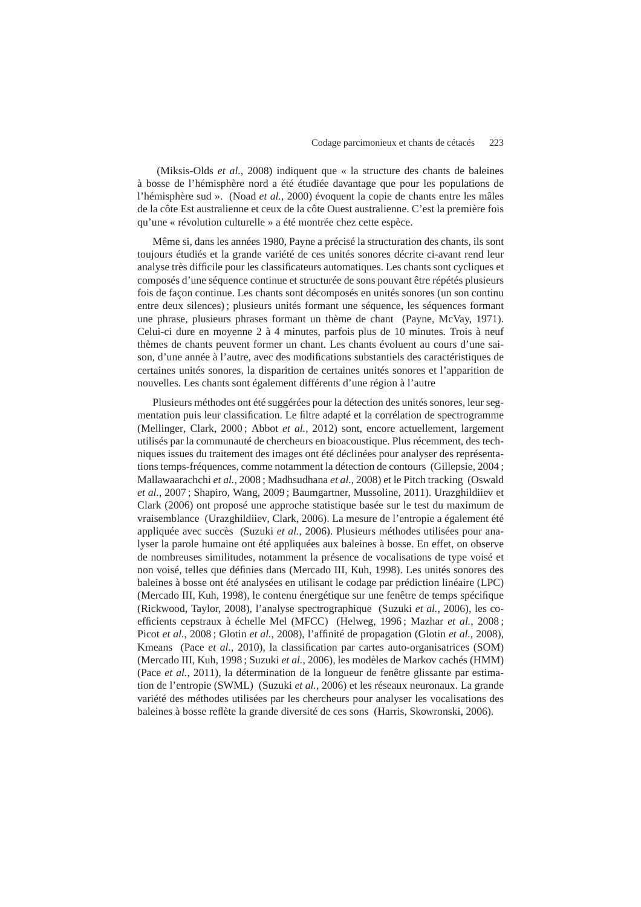(Miksis-Olds *et al.*, 2008) indiquent que « la structure des chants de baleines à bosse de l'hémisphère nord a été étudiée davantage que pour les populations de l'hémisphère sud ». (Noad *et al.*, 2000) évoquent la copie de chants entre les mâles de la côte Est australienne et ceux de la côte Ouest australienne. C'est la première fois qu'une « révolution culturelle » a été montrée chez cette espèce.

Même si, dans les années 1980, Payne a précisé la structuration des chants, ils sont toujours étudiés et la grande variété de ces unités sonores décrite ci-avant rend leur analyse très difficile pour les classificateurs automatiques. Les chants sont cycliques et composés d'une séquence continue et structurée de sons pouvant être répétés plusieurs fois de façon continue. Les chants sont décomposés en unités sonores (un son continu entre deux silences) ; plusieurs unités formant une séquence, les séquences formant une phrase, plusieurs phrases formant un thème de chant (Payne, McVay, 1971). Celui-ci dure en moyenne 2 à 4 minutes, parfois plus de 10 minutes. Trois à neuf thèmes de chants peuvent former un chant. Les chants évoluent au cours d'une saison, d'une année à l'autre, avec des modifications substantiels des caractéristiques de certaines unités sonores, la disparition de certaines unités sonores et l'apparition de nouvelles. Les chants sont également différents d'une région à l'autre

Plusieurs méthodes ont été suggérées pour la détection des unités sonores, leur segmentation puis leur classification. Le filtre adapté et la corrélation de spectrogramme (Mellinger, Clark, 2000 ; Abbot *et al.*, 2012) sont, encore actuellement, largement utilisés par la communauté de chercheurs en bioacoustique. Plus récemment, des techniques issues du traitement des images ont été déclinées pour analyser des représentations temps-fréquences, comme notamment la détection de contours (Gillepsie, 2004 ; Mallawaarachchi *et al.*, 2008 ; Madhsudhana *et al.*, 2008) et le Pitch tracking (Oswald *et al.*, 2007 ; Shapiro, Wang, 2009 ; Baumgartner, Mussoline, 2011). Urazghildiiev et Clark (2006) ont proposé une approche statistique basée sur le test du maximum de vraisemblance (Urazghildiiev, Clark, 2006). La mesure de l'entropie a également été appliquée avec succès (Suzuki *et al.*, 2006). Plusieurs méthodes utilisées pour analyser la parole humaine ont été appliquées aux baleines à bosse. En effet, on observe de nombreuses similitudes, notamment la présence de vocalisations de type voisé et non voisé, telles que définies dans (Mercado III, Kuh, 1998). Les unités sonores des baleines à bosse ont été analysées en utilisant le codage par prédiction linéaire (LPC) (Mercado III, Kuh, 1998), le contenu énergétique sur une fenêtre de temps spécifique (Rickwood, Taylor, 2008), l'analyse spectrographique (Suzuki *et al.*, 2006), les coefficients cepstraux à échelle Mel (MFCC) (Helweg, 1996 ; Mazhar *et al.*, 2008 ; Picot *et al.*, 2008 ; Glotin *et al.*, 2008), l'affinité de propagation (Glotin *et al.*, 2008), Kmeans (Pace *et al.*, 2010), la classification par cartes auto-organisatrices (SOM) (Mercado III, Kuh, 1998 ; Suzuki *et al.*, 2006), les modèles de Markov cachés (HMM) (Pace *et al.*, 2011), la détermination de la longueur de fenêtre glissante par estimation de l'entropie (SWML) (Suzuki *et al.*, 2006) et les réseaux neuronaux. La grande variété des méthodes utilisées par les chercheurs pour analyser les vocalisations des baleines à bosse reflète la grande diversité de ces sons (Harris, Skowronski, 2006).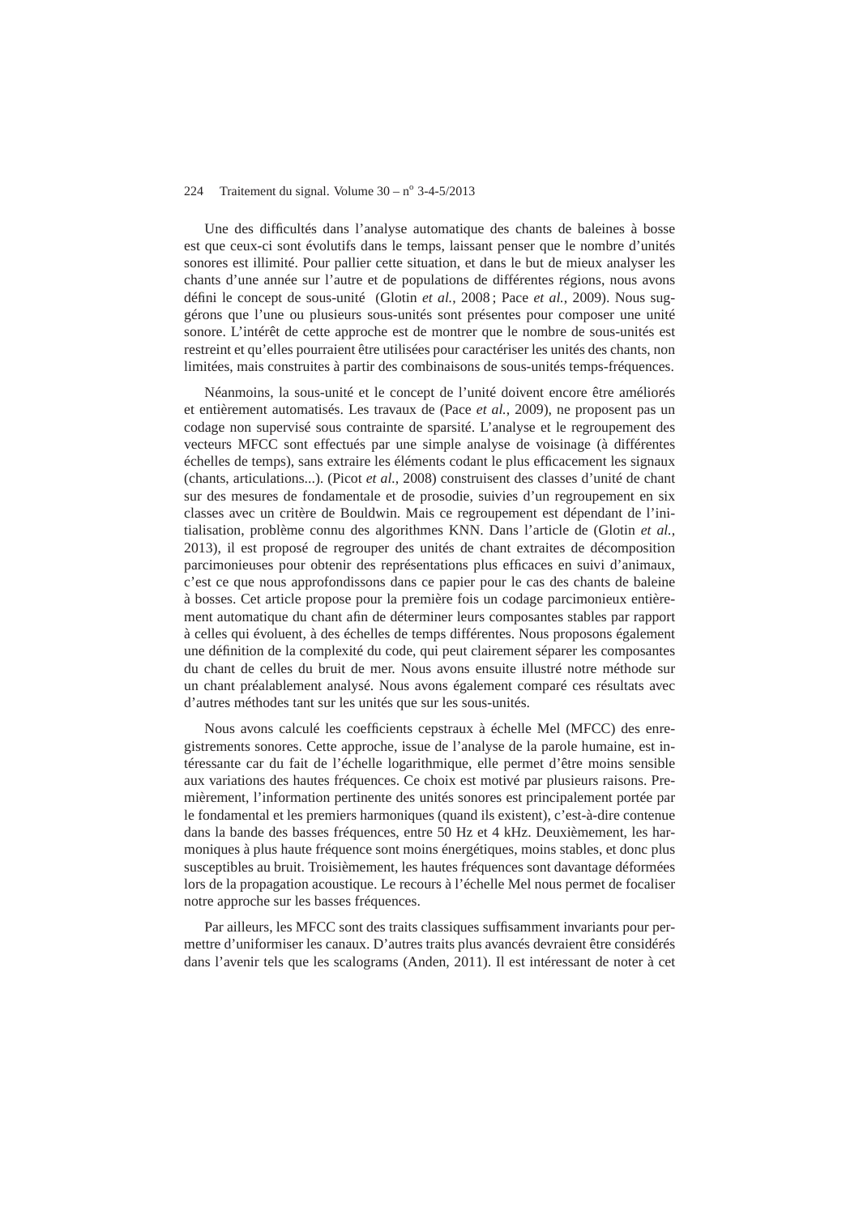Une des difficultés dans l'analyse automatique des chants de baleines à bosse est que ceux-ci sont évolutifs dans le temps, laissant penser que le nombre d'unités sonores est illimité. Pour pallier cette situation, et dans le but de mieux analyser les chants d'une année sur l'autre et de populations de différentes régions, nous avons défini le concept de sous-unité (Glotin *et al.*, 2008 ; Pace *et al.*, 2009). Nous suggérons que l'une ou plusieurs sous-unités sont présentes pour composer une unité sonore. L'intérêt de cette approche est de montrer que le nombre de sous-unités est restreint et qu'elles pourraient être utilisées pour caractériser les unités des chants, non limitées, mais construites à partir des combinaisons de sous-unités temps-fréquences.

Néanmoins, la sous-unité et le concept de l'unité doivent encore être améliorés et entièrement automatisés. Les travaux de (Pace *et al.*, 2009), ne proposent pas un codage non supervisé sous contrainte de sparsité. L'analyse et le regroupement des vecteurs MFCC sont effectués par une simple analyse de voisinage (à différentes échelles de temps), sans extraire les éléments codant le plus efficacement les signaux (chants, articulations...). (Picot *et al.*, 2008) construisent des classes d'unité de chant sur des mesures de fondamentale et de prosodie, suivies d'un regroupement en six classes avec un critère de Bouldwin. Mais ce regroupement est dépendant de l'initialisation, problème connu des algorithmes KNN. Dans l'article de (Glotin *et al.*, 2013), il est proposé de regrouper des unités de chant extraites de décomposition parcimonieuses pour obtenir des représentations plus efficaces en suivi d'animaux, c'est ce que nous approfondissons dans ce papier pour le cas des chants de baleine à bosses. Cet article propose pour la première fois un codage parcimonieux entièrement automatique du chant afin de déterminer leurs composantes stables par rapport à celles qui évoluent, à des échelles de temps différentes. Nous proposons également une définition de la complexité du code, qui peut clairement séparer les composantes du chant de celles du bruit de mer. Nous avons ensuite illustré notre méthode sur un chant préalablement analysé. Nous avons également comparé ces résultats avec d'autres méthodes tant sur les unités que sur les sous-unités.

Nous avons calculé les coefficients cepstraux à échelle Mel (MFCC) des enregistrements sonores. Cette approche, issue de l'analyse de la parole humaine, est intéressante car du fait de l'échelle logarithmique, elle permet d'être moins sensible aux variations des hautes fréquences. Ce choix est motivé par plusieurs raisons. Premièrement, l'information pertinente des unités sonores est principalement portée par le fondamental et les premiers harmoniques (quand ils existent), c'est-à-dire contenue dans la bande des basses fréquences, entre 50 Hz et 4 kHz. Deuxièmement, les harmoniques à plus haute fréquence sont moins énergétiques, moins stables, et donc plus susceptibles au bruit. Troisièmement, les hautes fréquences sont davantage déformées lors de la propagation acoustique. Le recours à l'échelle Mel nous permet de focaliser notre approche sur les basses fréquences.

Par ailleurs, les MFCC sont des traits classiques suffisamment invariants pour permettre d'uniformiser les canaux. D'autres traits plus avancés devraient être considérés dans l'avenir tels que les scalograms (Anden, 2011). Il est intéressant de noter à cet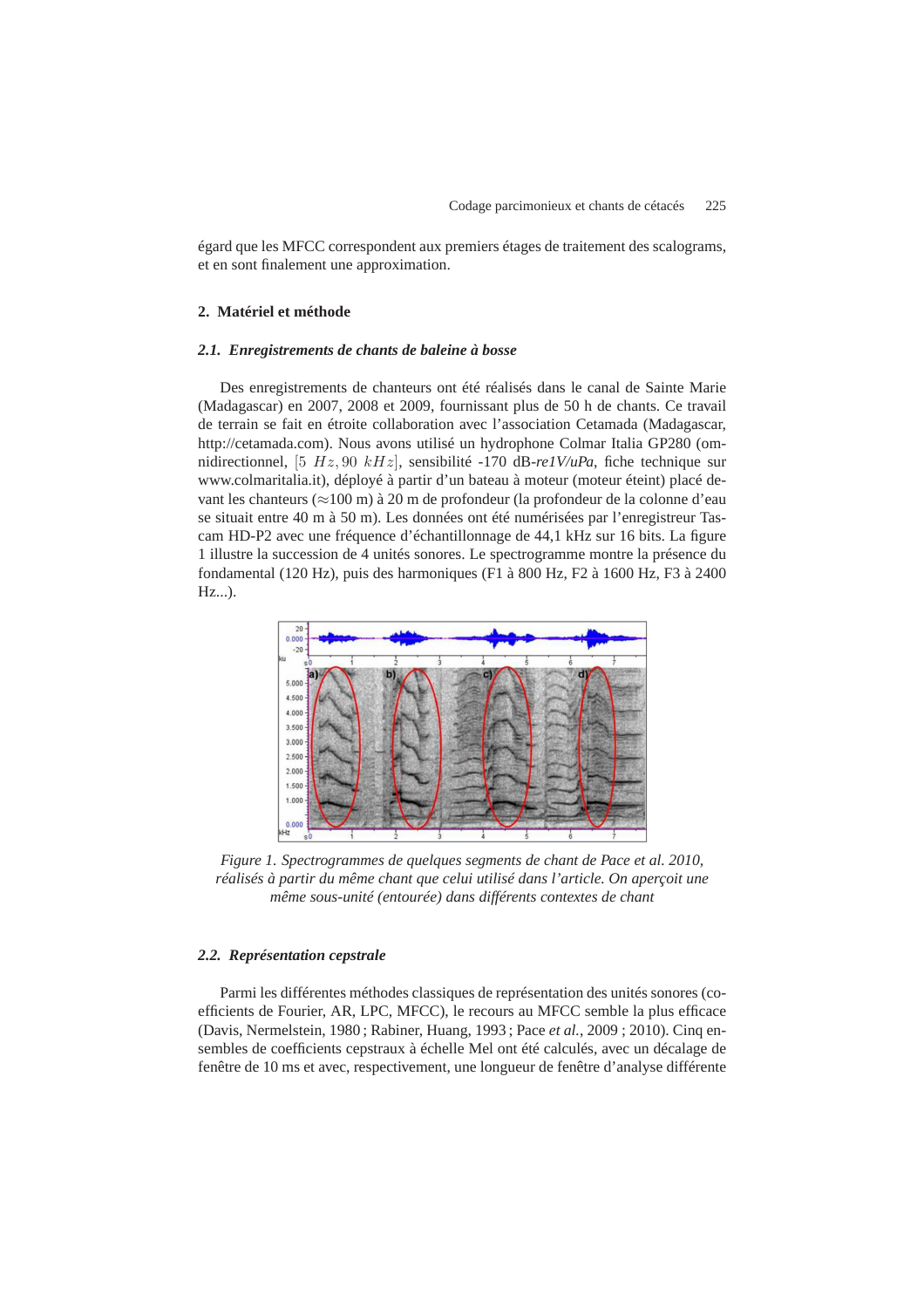égard que les MFCC correspondent aux premiers étages de traitement des scalograms, et en sont finalement une approximation.

## 2. Matériel et méthode

### *2.1. Enregistrements de chants de baleine à bosse*

Des enregistrements de chanteurs ont été réalisés dans le canal de Sainte Marie (Madagascar) en 2007, 2008 et 2009, fournissant plus de 50 h de chants. Ce travail de terrain se fait en étroite collaboration avec l'association Cetamada (Madagascar, http://cetamada.com). Nous avons utilisé un hydrophone Colmar Italia GP280 (omnidirectionnel, $[5\ Hz, 90\ kHz]$, sensibilité -170 dB-*re1V/uPa*, fiche technique sur www.colmaritalia.it), déployé à partir d'un bateau à moteur (moteur éteint) placé devant les chanteurs (≈100 m) à 20 m de profondeur (la profondeur de la colonne d'eau se situait entre 40 m à 50 m). Les données ont été numérisées par l'enregistreur Tascam HD-P2 avec une fréquence d'échantillonnage de 44,1 kHz sur 16 bits. La figure 1 illustre la succession de 4 unités sonores. Le spectrogramme montre la présence du fondamental (120 Hz), puis des harmoniques (F1 à 800 Hz, F2 à 1600 Hz, F3 à 2400 Hz...).

*Figure 1. Spectrogrammes de quelques segments de chant de Pace et al. 2010, réalisés à partir du même chant que celui utilisé dans l'article. On aperçoit une même sous-unité (entourée) dans différents contextes de chant*

### *2.2. Représentation cepstrale*

Parmi les différentes méthodes classiques de représentation des unités sonores (coefficients de Fourier, AR, LPC, MFCC), le recours au MFCC semble la plus efficace (Davis, Nermelstein, 1980 ; Rabiner, Huang, 1993 ; Pace *et al.*, 2009 ; 2010). Cinq ensembles de coefficients cepstraux à échelle Mel ont été calculés, avec un décalage de fenêtre de 10 ms et avec, respectivement, une longueur de fenêtre d'analyse différente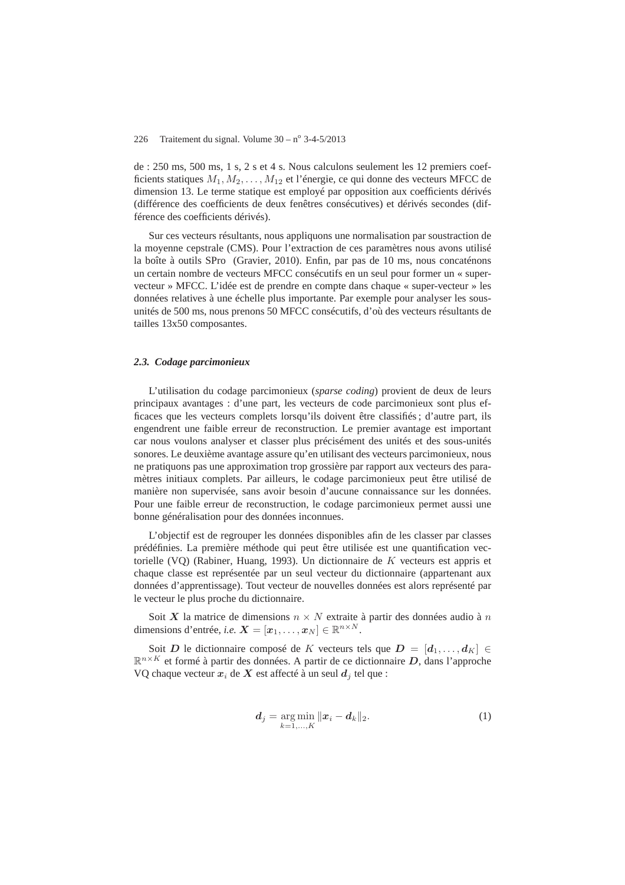de : 250 ms, 500 ms, 1 s, 2 s et 4 s. Nous calculons seulement les 12 premiers coefficients statiques $M_1, M_2, \ldots, M_{12}$ et l'énergie, ce qui donne des vecteurs MFCC de dimension 13. Le terme statique est employé par opposition aux coefficients dérivés (différence des coefficients de deux fenêtres consécutives) et dérivés secondes (différence des coefficients dérivés).

Sur ces vecteurs résultants, nous appliquons une normalisation par soustraction de la moyenne cepstrale (CMS). Pour l'extraction de ces paramètres nous avons utilisé la boîte à outils SPro (Gravier, 2010). Enfin, par pas de 10 ms, nous concaténons un certain nombre de vecteurs MFCC consécutifs en un seul pour former un « super-vecteur » MFCC. L'idée est de prendre en compte dans chaque « super-vecteur » les données relatives à une échelle plus importante. Par exemple pour analyser les sous-unités de 500 ms, nous prenons 50 MFCC consécutifs, d'où des vecteurs résultants de tailles 13x50 composantes.

### *2.3. Codage parcimonieux*

L'utilisation du codage parcimonieux (*sparse coding*) provient de deux de leurs principaux avantages : d'une part, les vecteurs de code parcimonieux sont plus efficaces que les vecteurs complets lorsqu'ils doivent être classifiés ; d'autre part, ils engendrent une faible erreur de reconstruction. Le premier avantage est important car nous voulons analyser et classer plus précisément des unités et des sous-unités sonores. Le deuxième avantage assure qu'en utilisant des vecteurs parcimonieux, nous ne pratiquons pas une approximation trop grossière par rapport aux vecteurs des paramètres initiaux complets. Par ailleurs, le codage parcimonieux peut être utilisé de manière non supervisée, sans avoir besoin d'aucune connaissance sur les données. Pour une faible erreur de reconstruction, le codage parcimonieux permet aussi une bonne généralisation pour des données inconnues.

L'objectif est de regrouper les données disponibles afin de les classer par classes prédéfinies. La première méthode qui peut être utilisée est une quantification vectorielle (VQ) (Rabiner, Huang, 1993). Un dictionnaire de $K$ vecteurs est appris et chaque classe est représentée par un seul vecteur du dictionnaire (appartenant aux données d'apprentissage). Tout vecteur de nouvelles données est alors représenté par le vecteur le plus proche du dictionnaire.

Soit $\boldsymbol{X}$ la matrice de dimensions $n \times N$ extraite à partir des données audio à $n$ dimensions d'entrée, *i.e.* $\boldsymbol{X} = [\boldsymbol{x}_1, \ldots, \boldsymbol{x}_N] \in \mathbb{R}^{n \times N}$.

Soit $\boldsymbol{D}$ le dictionnaire composé de $K$ vecteurs tels que $\boldsymbol{D} = [\boldsymbol{d}_1, \ldots, \boldsymbol{d}_K] \in \mathbb{R}^{n \times K}$ et formé à partir des données. A partir de ce dictionnaire $\boldsymbol{D}$, dans l'approche VQ chaque vecteur $\boldsymbol{x}_i$ de $\boldsymbol{X}$ est affecté à un seul $\boldsymbol{d}_j$ tel que :

$$\boldsymbol{d}_j = \underset{k=1,\ldots,K}{\arg\min} \|\boldsymbol{x}_i - \boldsymbol{d}_k\|_2. \tag{1}$$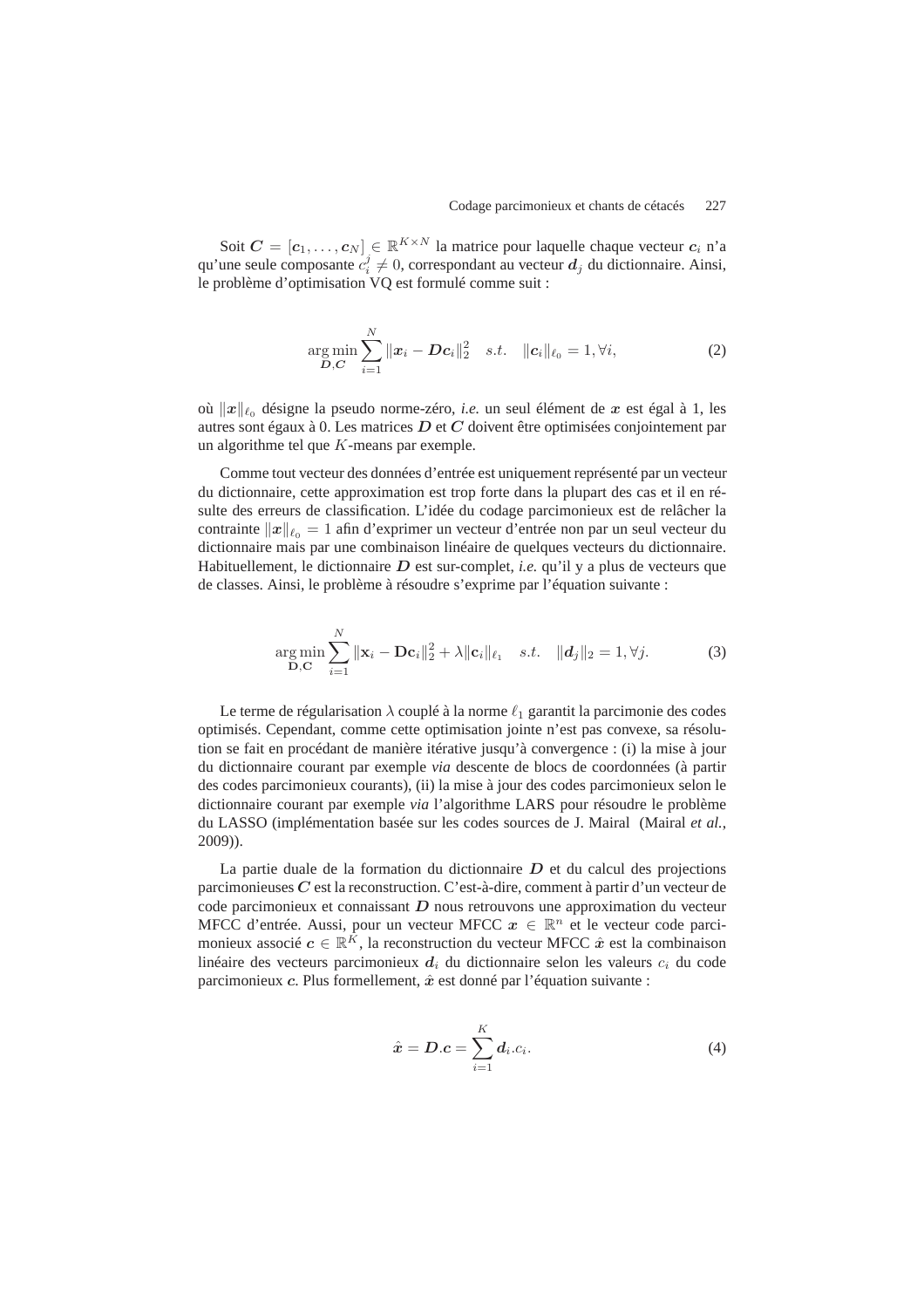Soit $\boldsymbol{C} = [\boldsymbol{c}_1, \ldots, \boldsymbol{c}_N] \in \mathbb{R}^{K \times N}$ la matrice pour laquelle chaque vecteur $\boldsymbol{c}_i$ n'a qu'une seule composante $c_i^j \neq 0$, correspondant au vecteur $\boldsymbol{d}_j$ du dictionnaire. Ainsi, le problème d'optimisation VQ est formulé comme suit :

$$\underset{\boldsymbol{D},\boldsymbol{C}}{\arg\min} \sum_{i=1}^{N} \|\boldsymbol{x}_i - \boldsymbol{D}\boldsymbol{c}_i\|_2^2 \quad s.t. \quad \|\boldsymbol{c}_i\|_{\ell_0} = 1, \forall i, \tag{2}$$

où $\|\boldsymbol{x}\|_{\ell_0}$ désigne la pseudo norme-zéro, *i.e.* un seul élément de $\boldsymbol{x}$ est égal à 1, les autres sont égaux à 0. Les matrices $\boldsymbol{D}$ et $\boldsymbol{C}$ doivent être optimisées conjointement par un algorithme tel que $K$-means par exemple.

Comme tout vecteur des données d'entrée est uniquement représenté par un vecteur du dictionnaire, cette approximation est trop forte dans la plupart des cas et il en résulte des erreurs de classification. L'idée du codage parcimonieux est de relâcher la contrainte $\|\boldsymbol{x}\|_{\ell_0} = 1$ afin d'exprimer un vecteur d'entrée non par un seul vecteur du dictionnaire mais par une combinaison linéaire de quelques vecteurs du dictionnaire. Habituellement, le dictionnaire $\boldsymbol{D}$ est sur-complet, *i.e.* qu'il y a plus de vecteurs que de classes. Ainsi, le problème à résoudre s'exprime par l'équation suivante :

$$\underset{\mathbf{D},\mathbf{C}}{\arg\min} \sum_{i=1}^{N} \|\mathbf{x}_i - \mathbf{D}\mathbf{c}_i\|_2^2 + \lambda \|\mathbf{c}_i\|_{\ell_1} \quad s.t. \quad \|\boldsymbol{d}_j\|_2 = 1, \forall j. \tag{3}$$

Le terme de régularisation $\lambda$ couplé à la norme $\ell_1$ garantit la parcimonie des codes optimisés. Cependant, comme cette optimisation jointe n'est pas convexe, sa résolution se fait en procédant de manière itérative jusqu'à convergence : (i) la mise à jour du dictionnaire courant par exemple *via* descente de blocs de coordonnées (à partir des codes parcimonieux courants), (ii) la mise à jour des codes parcimonieux selon le dictionnaire courant par exemple *via* l'algorithme LARS pour résoudre le problème du LASSO (implémentation basée sur les codes sources de J. Mairal (Mairal *et al.*, 2009)).

La partie duale de la formation du dictionnaire $\boldsymbol{D}$ et du calcul des projections parcimonieuses $\boldsymbol{C}$ est la reconstruction. C'est-à-dire, comment à partir d'un vecteur de code parcimonieux et connaissant $\boldsymbol{D}$ nous retrouvons une approximation du vecteur MFCC d'entrée. Aussi, pour un vecteur MFCC $\boldsymbol{x} \in \mathbb{R}^n$ et le vecteur code parcimonieux associé $\boldsymbol{c} \in \mathbb{R}^K$, la reconstruction du vecteur MFCC $\hat{\boldsymbol{x}}$ est la combinaison linéaire des vecteurs parcimonieux $\boldsymbol{d}_i$ du dictionnaire selon les valeurs $c_i$ du code parcimonieux $\boldsymbol{c}$. Plus formellement, $\hat{\boldsymbol{x}}$ est donné par l'équation suivante :

$$\hat{\boldsymbol{x}} = \boldsymbol{D}.\boldsymbol{c} = \sum_{i=1}^{K} \boldsymbol{d}_i.c_i. \tag{4}$$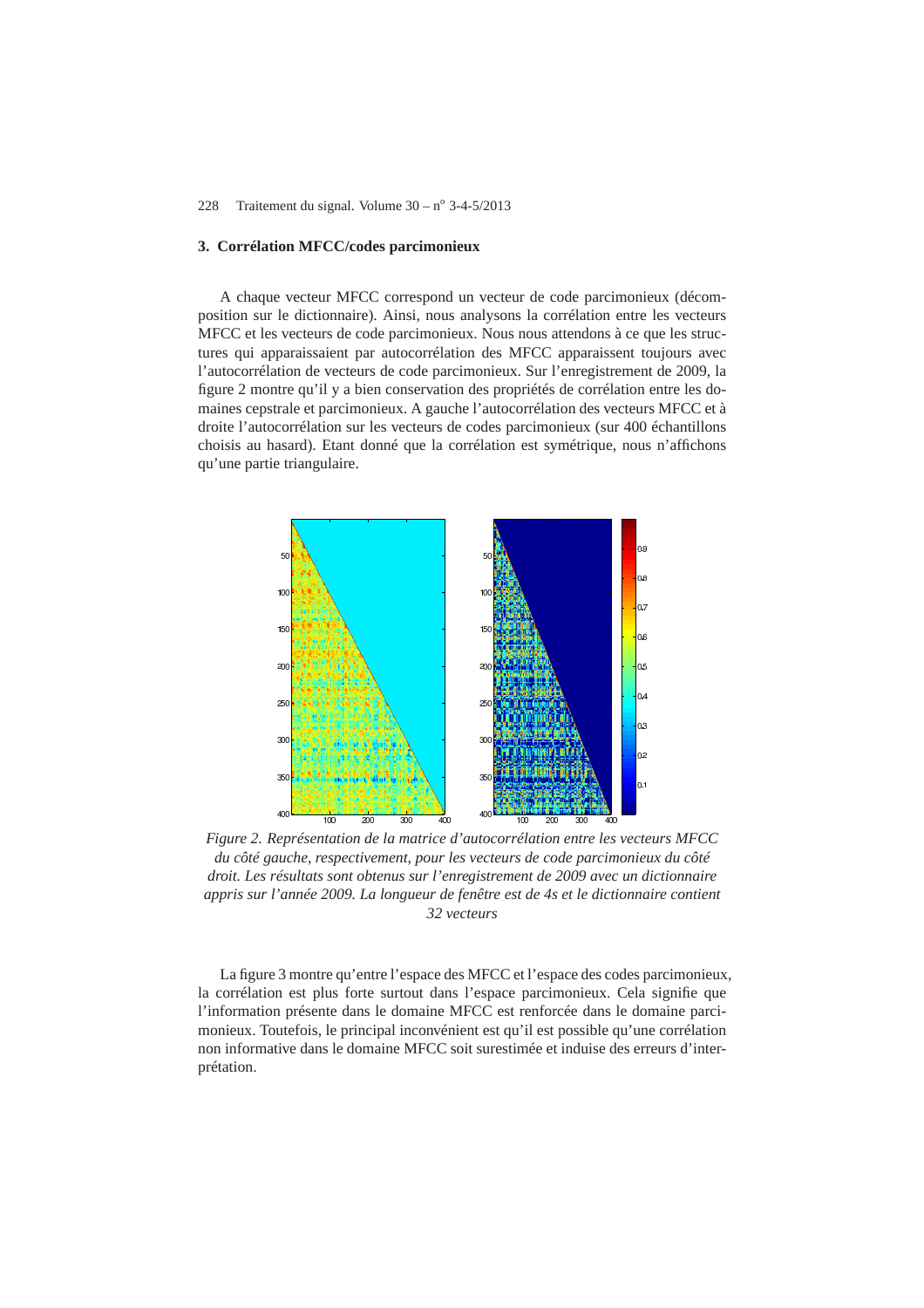## 3. Corrélation MFCC/codes parcimonieux

A chaque vecteur MFCC correspond un vecteur de code parcimonieux (décomposition sur le dictionnaire). Ainsi, nous analysons la corrélation entre les vecteurs MFCC et les vecteurs de code parcimonieux. Nous nous attendons à ce que les structures qui apparaissaient par autocorrélation des MFCC apparaissent toujours avec l'autocorrélation de vecteurs de code parcimonieux. Sur l'enregistrement de 2009, la figure 2 montre qu'il y a bien conservation des propriétés de corrélation entre les domaines cepstrale et parcimonieux. A gauche l'autocorrélation des vecteurs MFCC et à droite l'autocorrélation sur les vecteurs de codes parcimonieux (sur 400 échantillons choisis au hasard). Etant donné que la corrélation est symétrique, nous n'affichons qu'une partie triangulaire.

*Figure 2. Représentation de la matrice d'autocorrélation entre les vecteurs MFCC du côté gauche, respectivement, pour les vecteurs de code parcimonieux du côté droit. Les résultats sont obtenus sur l'enregistrement de 2009 avec un dictionnaire appris sur l'année 2009. La longueur de fenêtre est de 4s et le dictionnaire contient 32 vecteurs*

La figure 3 montre qu'entre l'espace des MFCC et l'espace des codes parcimonieux, la corrélation est plus forte surtout dans l'espace parcimonieux. Cela signifie que l'information présente dans le domaine MFCC est renforcée dans le domaine parcimonieux. Toutefois, le principal inconvénient est qu'il est possible qu'une corrélation non informative dans le domaine MFCC soit surestimée et induise des erreurs d'interprétation.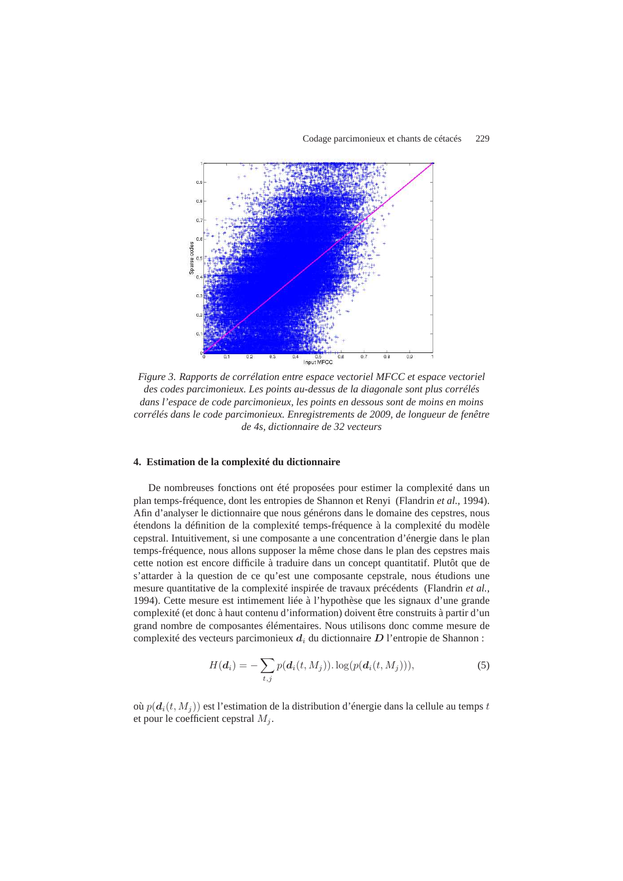*Figure 3. Rapports de corrélation entre espace vectoriel MFCC et espace vectoriel des codes parcimonieux. Les points au-dessus de la diagonale sont plus corrélés dans l'espace de code parcimonieux, les points en dessous sont de moins en moins corrélés dans le code parcimonieux. Enregistrements de 2009, de longueur de fenêtre de 4s, dictionnaire de 32 vecteurs*

## 4. Estimation de la complexité du dictionnaire

De nombreuses fonctions ont été proposées pour estimer la complexité dans un plan temps-fréquence, dont les entropies de Shannon et Renyi (Flandrin *et al.*, 1994). Afin d'analyser le dictionnaire que nous générons dans le domaine des cepstres, nous étendons la définition de la complexité temps-fréquence à la complexité du modèle cepstral. Intuitivement, si une composante a une concentration d'énergie dans le plan temps-fréquence, nous allons supposer la même chose dans le plan des cepstres mais cette notion est encore difficile à traduire dans un concept quantitatif. Plutôt que de s'attarder à la question de ce qu'est une composante cepstrale, nous étudions une mesure quantitative de la complexité inspirée de travaux précédents (Flandrin *et al.*, 1994). Cette mesure est intimement liée à l'hypothèse que les signaux d'une grande complexité (et donc à haut contenu d'information) doivent être construits à partir d'un grand nombre de composantes élémentaires. Nous utilisons donc comme mesure de complexité des vecteurs parcimonieux $\boldsymbol{d}_i$ du dictionnaire $\boldsymbol{D}$ l'entropie de Shannon :

$$H(\boldsymbol{d}_i) = -\sum_{t,j} p(\boldsymbol{d}_i(t, M_j)). \log(p(\boldsymbol{d}_i(t, M_j))), \tag{5}$$

où $p(\boldsymbol{d}_i(t, M_j))$ est l'estimation de la distribution d'énergie dans la cellule au temps $t$ et pour le coefficient cepstral $M_j$.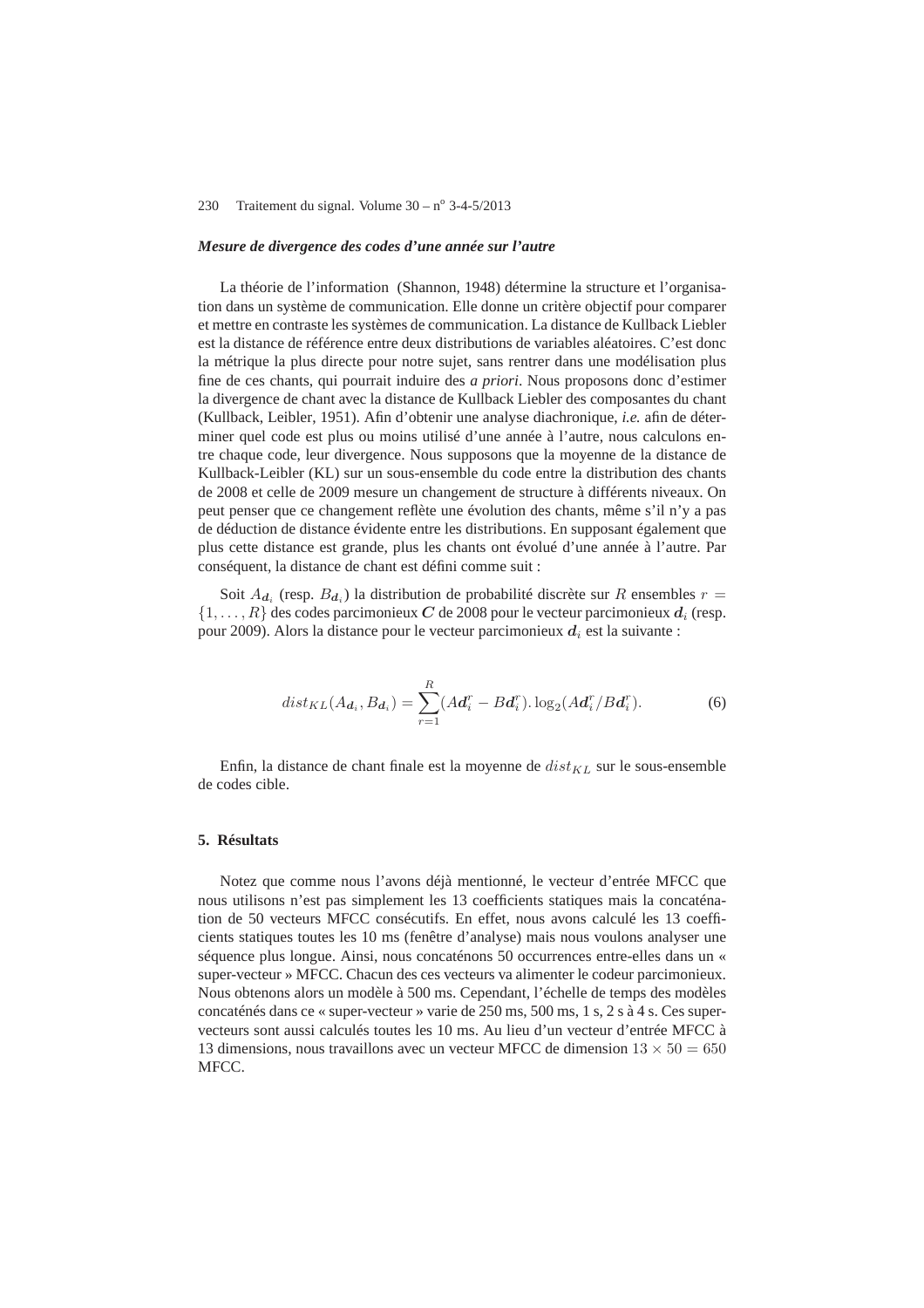*Mesure de divergence des codes d'une année sur l'autre*

La théorie de l'information (Shannon, 1948) détermine la structure et l'organisation dans un système de communication. Elle donne un critère objectif pour comparer et mettre en contraste les systèmes de communication. La distance de Kullback Liebler est la distance de référence entre deux distributions de variables aléatoires. C'est donc la métrique la plus directe pour notre sujet, sans rentrer dans une modélisation plus fine de ces chants, qui pourrait induire des *a priori*. Nous proposons donc d'estimer la divergence de chant avec la distance de Kullback Liebler des composantes du chant (Kullback, Leibler, 1951). Afin d'obtenir une analyse diachronique, *i.e.* afin de déterminer quel code est plus ou moins utilisé d'une année à l'autre, nous calculons entre chaque code, leur divergence. Nous supposons que la moyenne de la distance de Kullback-Leibler (KL) sur un sous-ensemble du code entre la distribution des chants de 2008 et celle de 2009 mesure un changement de structure à différents niveaux. On peut penser que ce changement reflète une évolution des chants, même s'il n'y a pas de déduction de distance évidente entre les distributions. En supposant également que plus cette distance est grande, plus les chants ont évolué d'une année à l'autre. Par conséquent, la distance de chant est défini comme suit :

Soit $A_{\boldsymbol{d}_i}$ (resp. $B_{\boldsymbol{d}_i}$) la distribution de probabilité discrète sur $R$ ensembles $r = \{1, \ldots, R\}$ des codes parcimonieux $\boldsymbol{C}$ de 2008 pour le vecteur parcimonieux $\boldsymbol{d}_i$ (resp. pour 2009). Alors la distance pour le vecteur parcimonieux $\boldsymbol{d}_i$ est la suivante :

$$dist_{KL}(A_{\boldsymbol{d}_i}, B_{\boldsymbol{d}_i}) = \sum_{r=1}^{R} (A\boldsymbol{d}_i^r - B\boldsymbol{d}_i^r). \log_2(A\boldsymbol{d}_i^r / B\boldsymbol{d}_i^r). \tag{6}$$

Enfin, la distance de chant finale est la moyenne de $dist_{KL}$ sur le sous-ensemble de codes cible.

## 5. Résultats

Notez que comme nous l'avons déjà mentionné, le vecteur d'entrée MFCC que nous utilisons n'est pas simplement les 13 coefficients statiques mais la concaténation de 50 vecteurs MFCC consécutifs. En effet, nous avons calculé les 13 coefficients statiques toutes les 10 ms (fenêtre d'analyse) mais nous voulons analyser une séquence plus longue. Ainsi, nous concaténons 50 occurrences entre-elles dans un « super-vecteur » MFCC. Chacun des ces vecteurs va alimenter le codeur parcimonieux. Nous obtenons alors un modèle à 500 ms. Cependant, l'échelle de temps des modèles concaténés dans ce « super-vecteur » varie de 250 ms, 500 ms, 1 s, 2 s à 4 s. Ces super-vecteurs sont aussi calculés toutes les 10 ms. Au lieu d'un vecteur d'entrée MFCC à 13 dimensions, nous travaillons avec un vecteur MFCC de dimension $13 \times 50 = 650$ MFCC.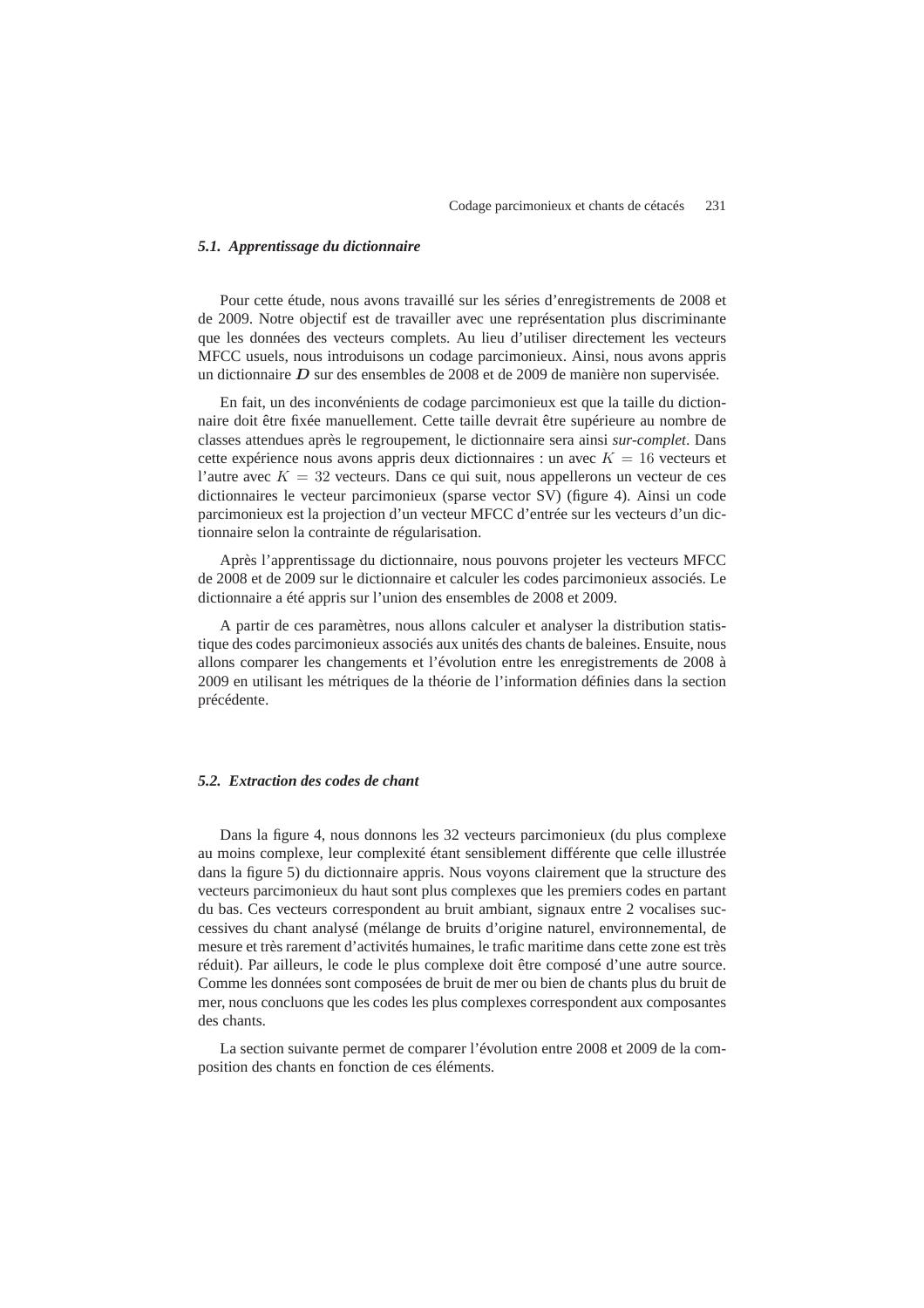#### *5.1. Apprentissage du dictionnaire*

Pour cette étude, nous avons travaillé sur les séries d'enregistrements de 2008 et de 2009. Notre objectif est de travailler avec une représentation plus discriminante que les données des vecteurs complets. Au lieu d'utiliser directement les vecteurs MFCC usuels, nous introduisons un codage parcimonieux. Ainsi, nous avons appris un dictionnaire $\boldsymbol{D}$ sur des ensembles de 2008 et de 2009 de manière non supervisée.

En fait, un des inconvénients de codage parcimonieux est que la taille du dictionnaire doit être fixée manuellement. Cette taille devrait être supérieure au nombre de classes attendues après le regroupement, le dictionnaire sera ainsi *sur-complet*. Dans cette expérience nous avons appris deux dictionnaires : un avec $K = 16$ vecteurs et l'autre avec $K = 32$ vecteurs. Dans ce qui suit, nous appellerons un vecteur de ces dictionnaires le vecteur parcimonieux (sparse vector SV) (figure 4). Ainsi un code parcimonieux est la projection d'un vecteur MFCC d'entrée sur les vecteurs d'un dictionnaire selon la contrainte de régularisation.

Après l'apprentissage du dictionnaire, nous pouvons projeter les vecteurs MFCC de 2008 et de 2009 sur le dictionnaire et calculer les codes parcimonieux associés. Le dictionnaire a été appris sur l'union des ensembles de 2008 et 2009.

A partir de ces paramètres, nous allons calculer et analyser la distribution statistique des codes parcimonieux associés aux unités des chants de baleines. Ensuite, nous allons comparer les changements et l'évolution entre les enregistrements de 2008 à 2009 en utilisant les métriques de la théorie de l'information définies dans la section précédente.

#### *5.2. Extraction des codes de chant*

Dans la figure 4, nous donnons les 32 vecteurs parcimonieux (du plus complexe au moins complexe, leur complexité étant sensiblement différente que celle illustrée dans la figure 5) du dictionnaire appris. Nous voyons clairement que la structure des vecteurs parcimonieux du haut sont plus complexes que les premiers codes en partant du bas. Ces vecteurs correspondent au bruit ambiant, signaux entre 2 vocalises successives du chant analysé (mélange de bruits d'origine naturel, environnemental, de mesure et très rarement d'activités humaines, le trafic maritime dans cette zone est très réduit). Par ailleurs, le code le plus complexe doit être composé d'une autre source. Comme les données sont composées de bruit de mer ou bien de chants plus du bruit de mer, nous concluons que les codes les plus complexes correspondent aux composantes des chants.

La section suivante permet de comparer l'évolution entre 2008 et 2009 de la composition des chants en fonction de ces éléments.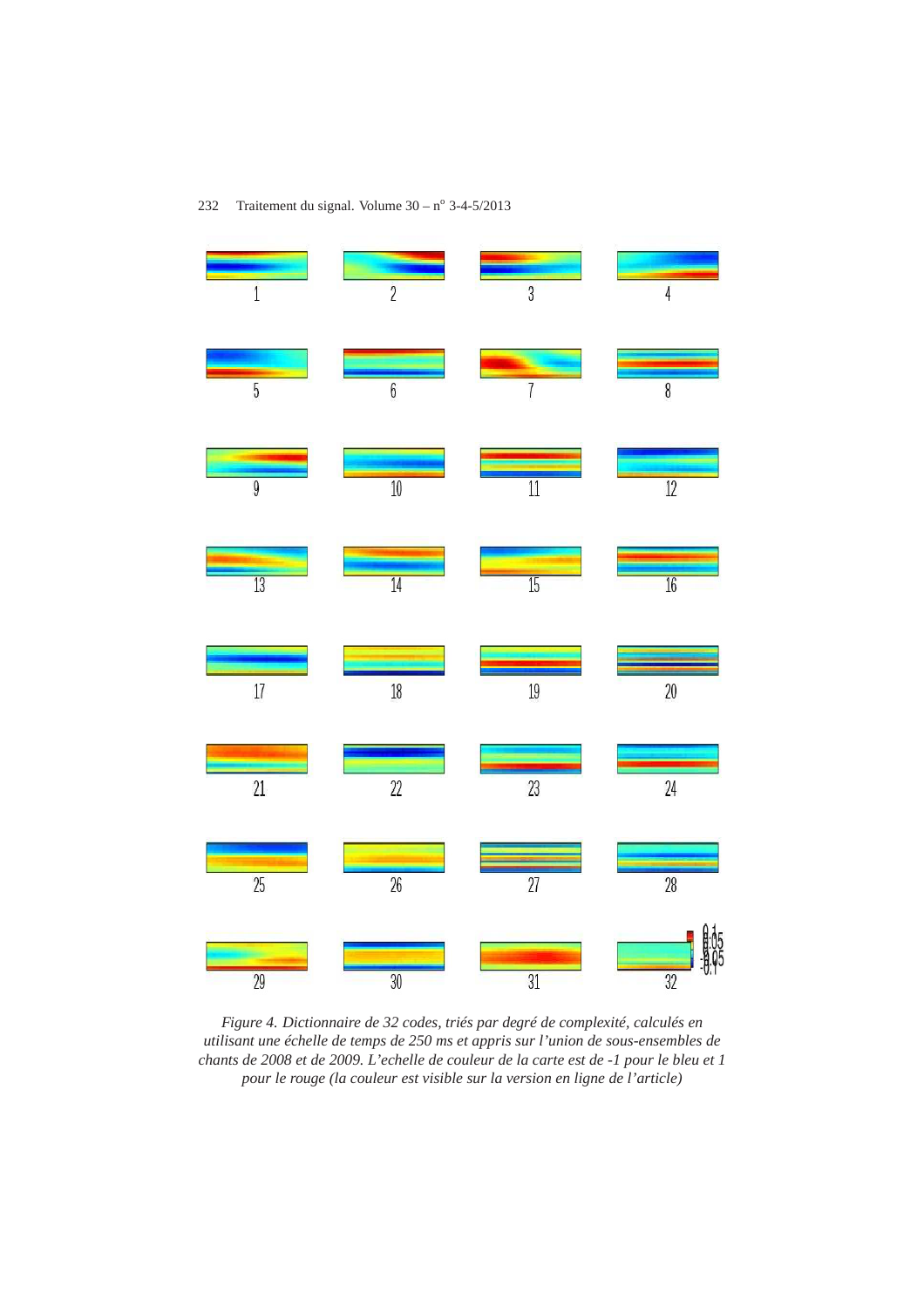*Figure 4. Dictionnaire de 32 codes, triés par degré de complexité, calculés en utilisant une échelle de temps de 250 ms et appris sur l'union de sous-ensembles de chants de 2008 et de 2009. L'echelle de couleur de la carte est de -1 pour le bleu et 1 pour le rouge (la couleur est visible sur la version en ligne de l'article)*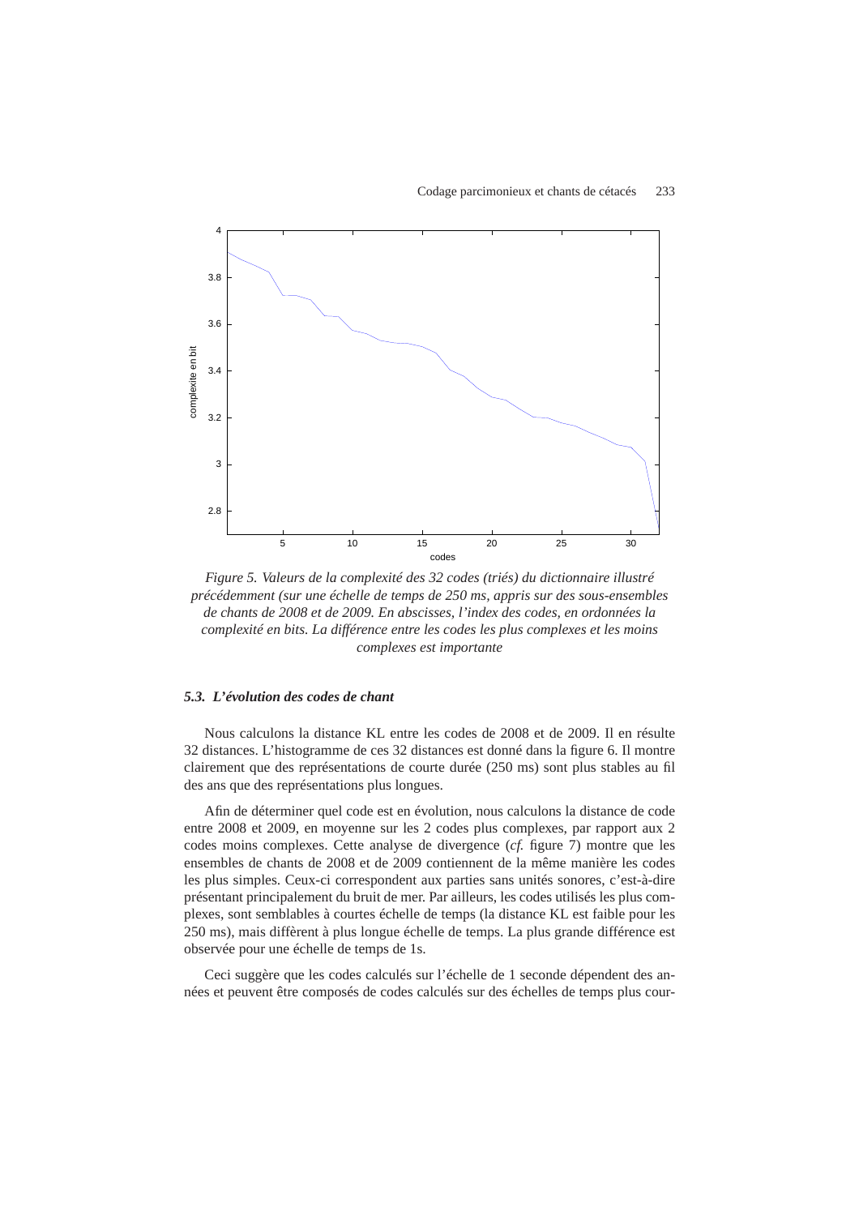*Figure 5. Valeurs de la complexité des 32 codes (triés) du dictionnaire illustré précédemment (sur une échelle de temps de 250 ms, appris sur des sous-ensembles de chants de 2008 et de 2009. En abscisses, l'index des codes, en ordonnées la complexité en bits. La différence entre les codes les plus complexes et les moins complexes est importante*

### *5.3. L'évolution des codes de chant*

Nous calculons la distance KL entre les codes de 2008 et de 2009. Il en résulte 32 distances. L'histogramme de ces 32 distances est donné dans la figure 6. Il montre clairement que des représentations de courte durée (250 ms) sont plus stables au fil des ans que des représentations plus longues.

Afin de déterminer quel code est en évolution, nous calculons la distance de code entre 2008 et 2009, en moyenne sur les 2 codes plus complexes, par rapport aux 2 codes moins complexes. Cette analyse de divergence (*cf.* figure 7) montre que les ensembles de chants de 2008 et de 2009 contiennent de la même manière les codes les plus simples. Ceux-ci correspondent aux parties sans unités sonores, c'est-à-dire présentant principalement du bruit de mer. Par ailleurs, les codes utilisés les plus complexes, sont semblables à courtes échelle de temps (la distance KL est faible pour les 250 ms), mais diffèrent à plus longue échelle de temps. La plus grande différence est observée pour une échelle de temps de 1s.

Ceci suggère que les codes calculés sur l'échelle de 1 seconde dépendent des années et peuvent être composés de codes calculés sur des échelles de temps plus cour-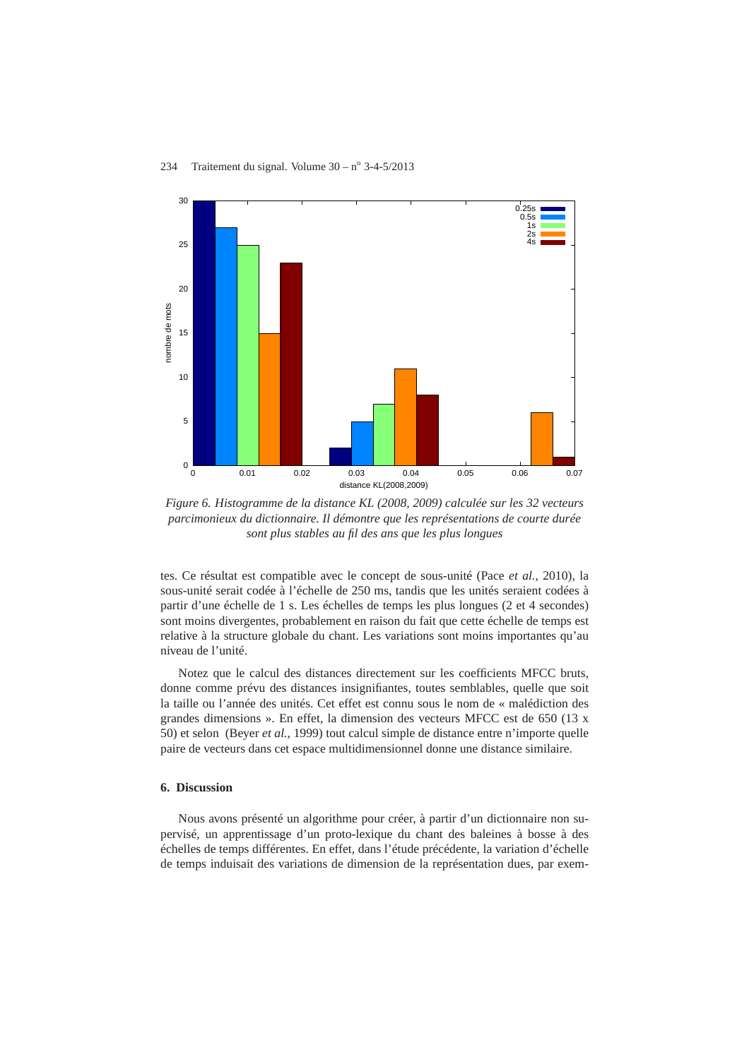*Figure 6. Histogramme de la distance KL (2008, 2009) calculée sur les 32 vecteurs parcimonieux du dictionnaire. Il démontre que les représentations de courte durée sont plus stables au fil des ans que les plus longues*

tes. Ce résultat est compatible avec le concept de sous-unité (Pace *et al.*, 2010), la sous-unité serait codée à l'échelle de 250 ms, tandis que les unités seraient codées à partir d'une échelle de 1 s. Les échelles de temps les plus longues (2 et 4 secondes) sont moins divergentes, probablement en raison du fait que cette échelle de temps est relative à la structure globale du chant. Les variations sont moins importantes qu'au niveau de l'unité.

Notez que le calcul des distances directement sur les coefficients MFCC bruts, donne comme prévu des distances insignifiantes, toutes semblables, quelle que soit la taille ou l'année des unités. Cet effet est connu sous le nom de « malédiction des grandes dimensions ». En effet, la dimension des vecteurs MFCC est de 650 (13 x 50) et selon (Beyer *et al.*, 1999) tout calcul simple de distance entre n'importe quelle paire de vecteurs dans cet espace multidimensionnel donne une distance similaire.

## 6. Discussion

Nous avons présenté un algorithme pour créer, à partir d'un dictionnaire non supervisé, un apprentissage d'un proto-lexique du chant des baleines à bosse à des échelles de temps différentes. En effet, dans l'étude précédente, la variation d'échelle de temps induisait des variations de dimension de la représentation dues, par exem-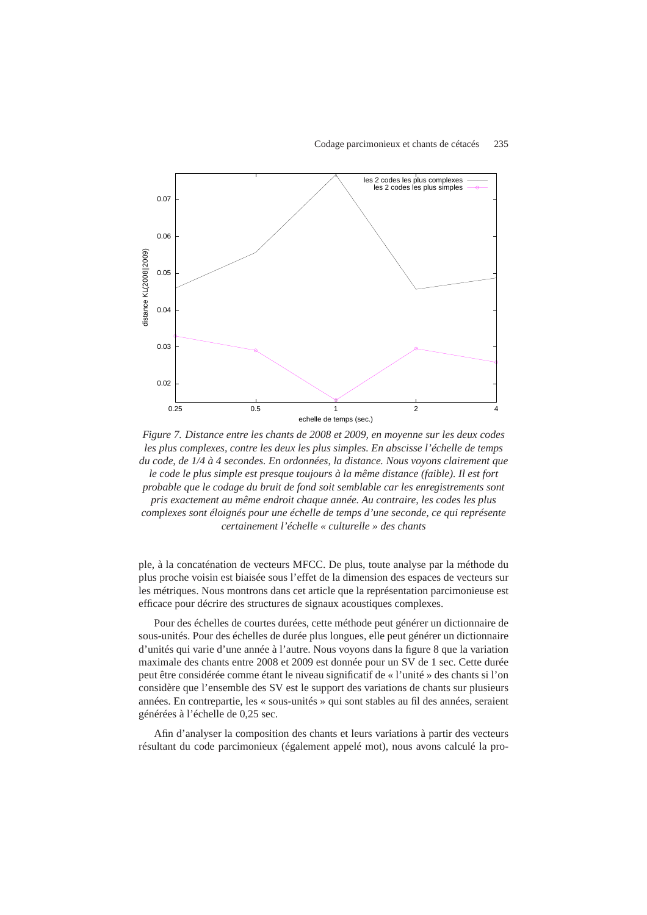*Figure 7. Distance entre les chants de 2008 et 2009, en moyenne sur les deux codes les plus complexes, contre les deux les plus simples. En abscisse l'échelle de temps du code, de 1/4 à 4 secondes. En ordonnées, la distance. Nous voyons clairement que le code le plus simple est presque toujours à la même distance (faible). Il est fort probable que le codage du bruit de fond soit semblable car les enregistrements sont pris exactement au même endroit chaque année. Au contraire, les codes les plus complexes sont éloignés pour une échelle de temps d'une seconde, ce qui représente certainement l'échelle « culturelle » des chants*

ple, à la concaténation de vecteurs MFCC. De plus, toute analyse par la méthode du plus proche voisin est biaisée sous l'effet de la dimension des espaces de vecteurs sur les métriques. Nous montrons dans cet article que la représentation parcimonieuse est efficace pour décrire des structures de signaux acoustiques complexes.

Pour des échelles de courtes durées, cette méthode peut générer un dictionnaire de sous-unités. Pour des échelles de durée plus longues, elle peut générer un dictionnaire d'unités qui varie d'une année à l'autre. Nous voyons dans la figure 8 que la variation maximale des chants entre 2008 et 2009 est donnée pour un SV de 1 sec. Cette durée peut être considérée comme étant le niveau significatif de « l'unité » des chants si l'on considère que l'ensemble des SV est le support des variations de chants sur plusieurs années. En contrepartie, les « sous-unités » qui sont stables au fil des années, seraient générées à l'échelle de 0,25 sec.

Afin d'analyser la composition des chants et leurs variations à partir des vecteurs résultant du code parcimonieux (également appelé mot), nous avons calculé la pro-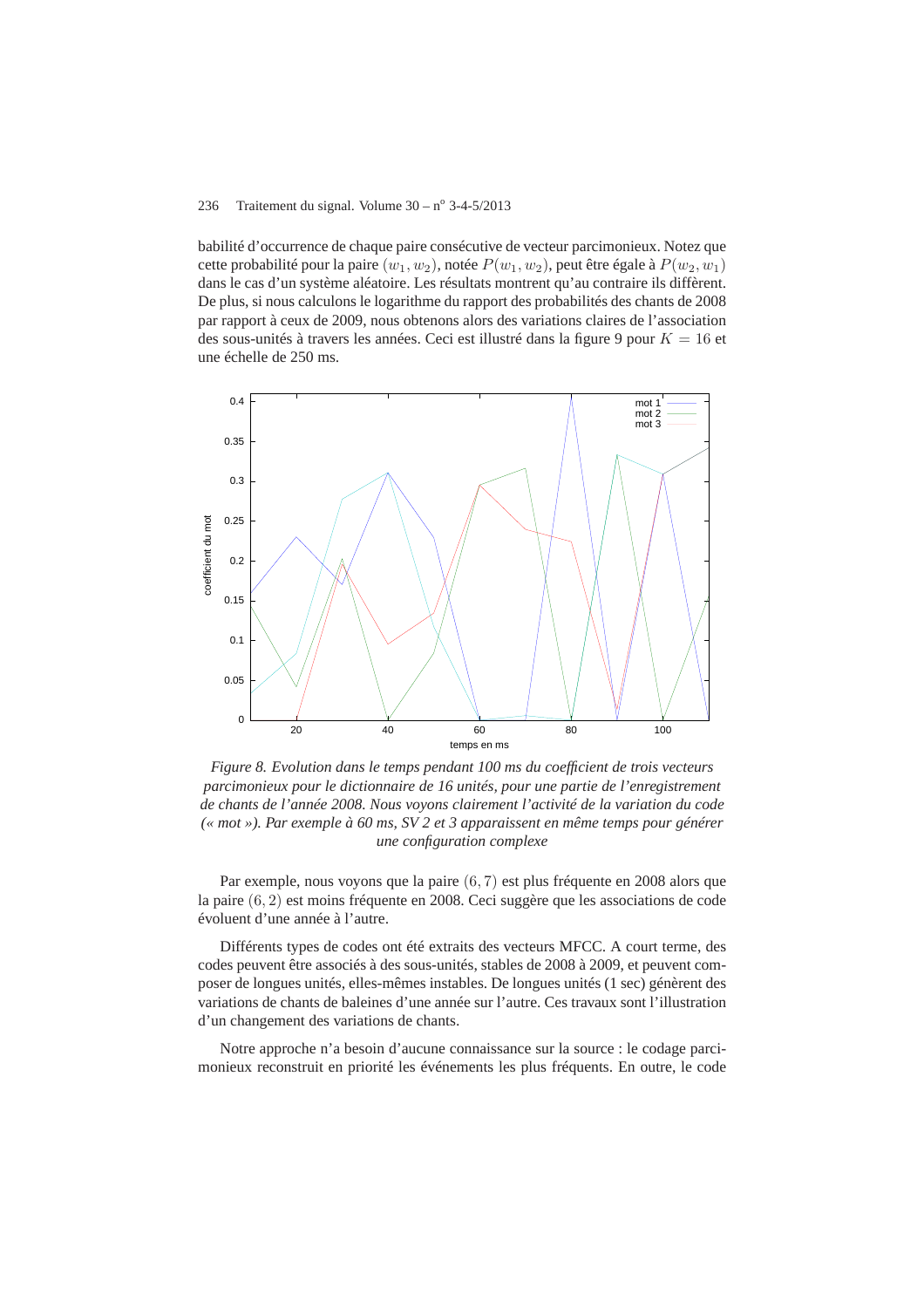babilité d'occurrence de chaque paire consécutive de vecteur parcimonieux. Notez que cette probabilité pour la paire $(w_1, w_2)$, notée $P(w_1, w_2)$, peut être égale à $P(w_2, w_1)$ dans le cas d'un système aléatoire. Les résultats montrent qu'au contraire ils diffèrent. De plus, si nous calculons le logarithme du rapport des probabilités des chants de 2008 par rapport à ceux de 2009, nous obtenons alors des variations claires de l'association des sous-unités à travers les années. Ceci est illustré dans la figure 9 pour $K = 16$ et une échelle de 250 ms.

*Figure 8. Evolution dans le temps pendant 100 ms du coefficient de trois vecteurs parcimonieux pour le dictionnaire de 16 unités, pour une partie de l'enregistrement de chants de l'année 2008. Nous voyons clairement l'activité de la variation du code (« mot »). Par exemple à 60 ms, SV 2 et 3 apparaissent en même temps pour générer une configuration complexe*

Par exemple, nous voyons que la paire $(6, 7)$ est plus fréquente en 2008 alors que la paire $(6, 2)$ est moins fréquente en 2008. Ceci suggère que les associations de code évoluent d'une année à l'autre.

Différents types de codes ont été extraits des vecteurs MFCC. A court terme, des codes peuvent être associés à des sous-unités, stables de 2008 à 2009, et peuvent composer de longues unités, elles-mêmes instables. De longues unités (1 sec) génèrent des variations de chants de baleines d'une année sur l'autre. Ces travaux sont l'illustration d'un changement des variations de chants.

Notre approche n'a besoin d'aucune connaissance sur la source : le codage parcimonieux reconstruit en priorité les événements les plus fréquents. En outre, le code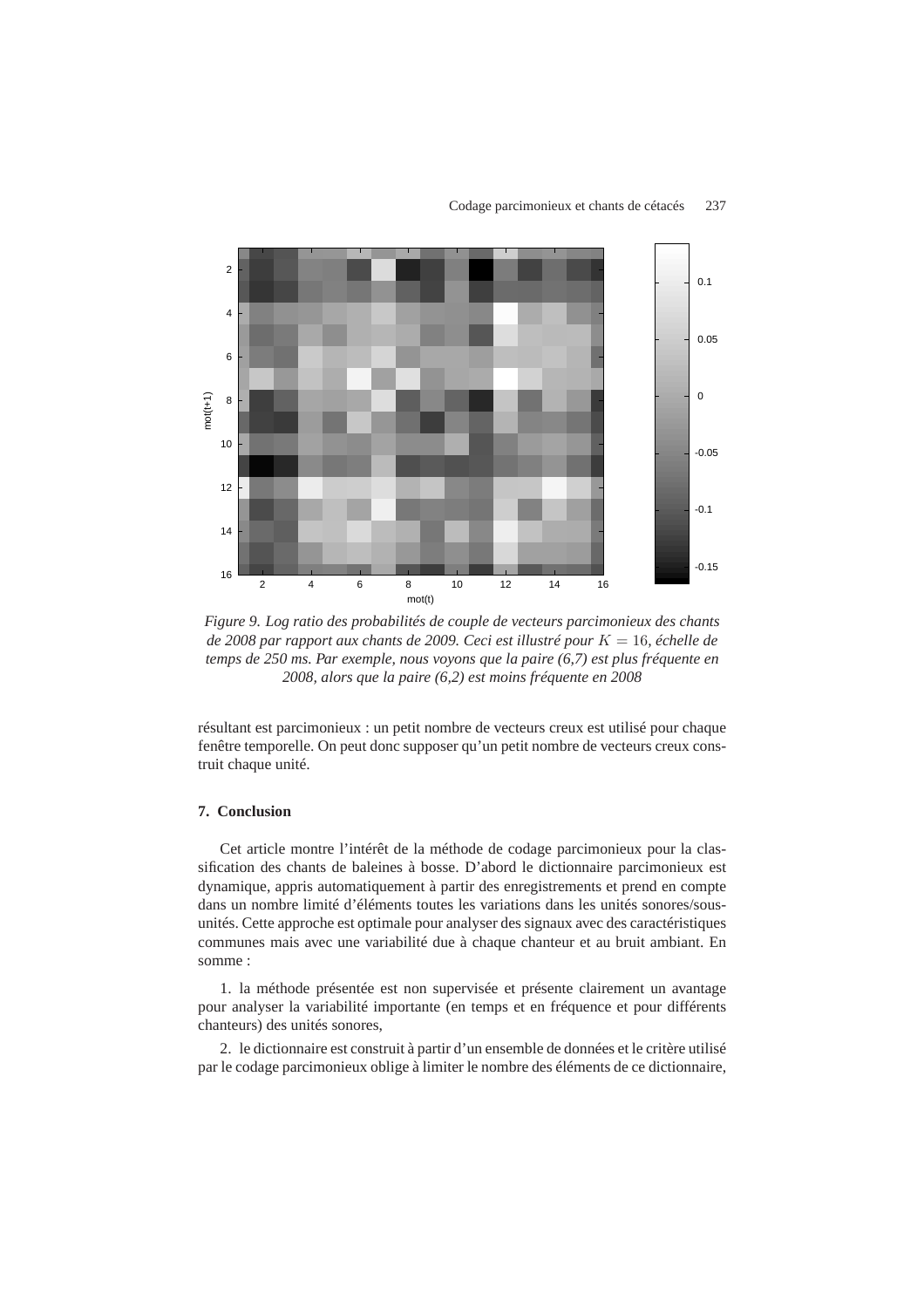*Figure 9. Log ratio des probabilités de couple de vecteurs parcimonieux des chants de 2008 par rapport aux chants de 2009. Ceci est illustré pour $K = 16$, échelle de temps de 250 ms. Par exemple, nous voyons que la paire (6,7) est plus fréquente en 2008, alors que la paire (6,2) est moins fréquente en 2008*

résultant est parcimonieux : un petit nombre de vecteurs creux est utilisé pour chaque fenêtre temporelle. On peut donc supposer qu'un petit nombre de vecteurs creux construit chaque unité.

## 7. Conclusion

Cet article montre l'intérêt de la méthode de codage parcimonieux pour la classification des chants de baleines à bosse. D'abord le dictionnaire parcimonieux est dynamique, appris automatiquement à partir des enregistrements et prend en compte dans un nombre limité d'éléments toutes les variations dans les unités sonores/sous-unités. Cette approche est optimale pour analyser des signaux avec des caractéristiques communes mais avec une variabilité due à chaque chanteur et au bruit ambiant. En somme :

1. la méthode présentée est non supervisée et présente clairement un avantage pour analyser la variabilité importante (en temps et en fréquence et pour différents chanteurs) des unités sonores,

2. le dictionnaire est construit à partir d'un ensemble de données et le critère utilisé par le codage parcimonieux oblige à limiter le nombre des éléments de ce dictionnaire,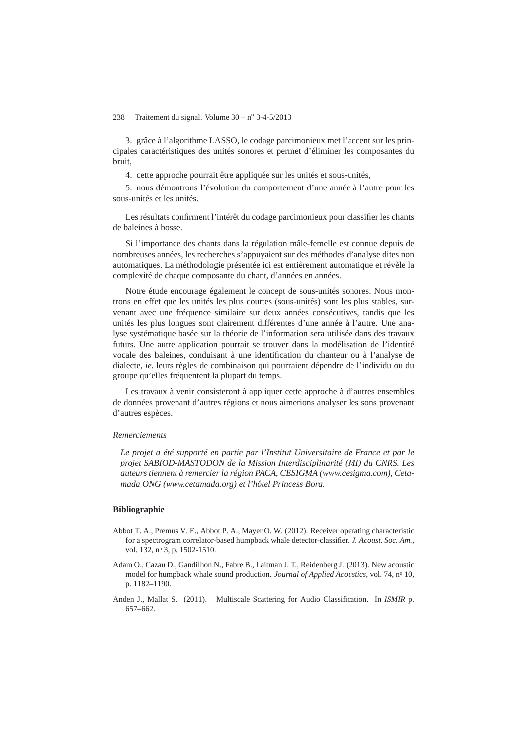3. grâce à l'algorithme LASSO, le codage parcimonieux met l'accent sur les principales caractéristiques des unités sonores et permet d'éliminer les composantes du bruit,

4. cette approche pourrait être appliquée sur les unités et sous-unités,

5. nous démontrons l'évolution du comportement d'une année à l'autre pour les sous-unités et les unités.

Les résultats confirment l'intérêt du codage parcimonieux pour classifier les chants de baleines à bosse.

Si l'importance des chants dans la régulation mâle-femelle est connue depuis de nombreuses années, les recherches s'appuyaient sur des méthodes d'analyse dites non automatiques. La méthodologie présentée ici est entièrement automatique et révèle la complexité de chaque composante du chant, d'années en années.

Notre étude encourage également le concept de sous-unités sonores. Nous montrons en effet que les unités les plus courtes (sous-unités) sont les plus stables, survenant avec une fréquence similaire sur deux années consécutives, tandis que les unités les plus longues sont clairement différentes d'une année à l'autre. Une analyse systématique basée sur la théorie de l'information sera utilisée dans des travaux futurs. Une autre application pourrait se trouver dans la modélisation de l'identité vocale des baleines, conduisant à une identification du chanteur ou à l'analyse de dialecte, *ie.* leurs règles de combinaison qui pourraient dépendre de l'individu ou du groupe qu'elles fréquentent la plupart du temps.

Les travaux à venir consisteront à appliquer cette approche à d'autres ensembles de données provenant d'autres régions et nous aimerions analyser les sons provenant d'autres espèces.

*Remerciements*

*Le projet a été supporté en partie par l'Institut Universitaire de France et par le projet SABIOD-MASTODON de la Mission Interdisciplinarité (MI) du CNRS. Les auteurs tiennent à remercier la région PACA, CESIGMA (www.cesigma.com), Cetamada ONG (www.cetamada.org) et l'hôtel Princess Bora.*

## Bibliographie

Abbot T. A., Premus V. E., Abbot P. A., Mayer O. W. (2012). Receiver operating characteristic for a spectrogram correlator-based humpback whale detector-classifier. *J. Acoust. Soc. Am.*, vol. 132, no 3, p. 1502-1510.

Adam O., Cazau D., Gandilhon N., Fabre B., Laitman J. T., Reidenberg J. (2013). New acoustic model for humpback whale sound production. *Journal of Applied Acoustics*, vol. 74, no 10, p. 1182–1190.

Anden J., Mallat S. (2011). Multiscale Scattering for Audio Classification. In *ISMIR* p. 657–662.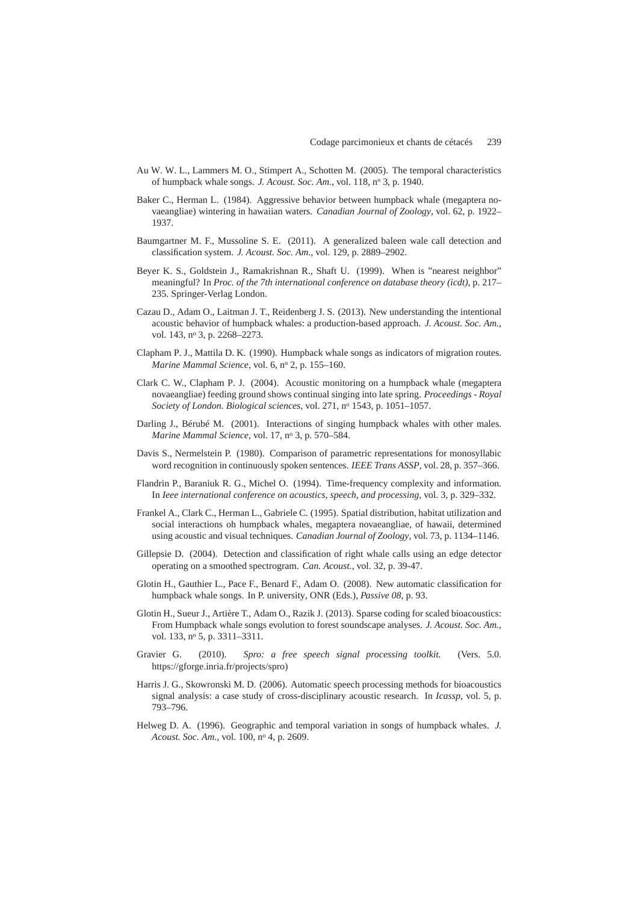Au W. W. L., Lammers M. O., Stimpert A., Schotten M. (2005). The temporal characteristics of humpback whale songs. *J. Acoust. Soc. Am.*, vol. 118, nº 3, p. 1940.

Baker C., Herman L. (1984). Aggressive behavior between humpback whale (megaptera novaeangliae) wintering in hawaiian waters. *Canadian Journal of Zoology*, vol. 62, p. 1922–1937.

Baumgartner M. F., Mussoline S. E. (2011). A generalized baleen wale call detection and classification system. *J. Acoust. Soc. Am.*, vol. 129, p. 2889–2902.

Beyer K. S., Goldstein J., Ramakrishnan R., Shaft U. (1999). When is "nearest neighbor" meaningful? In *Proc. of the 7th international conference on database theory (icdt)*, p. 217–235. Springer-Verlag London.

Cazau D., Adam O., Laitman J. T., Reidenberg J. S. (2013). New understanding the intentional acoustic behavior of humpback whales: a production-based approach. *J. Acoust. Soc. Am.*, vol. 143, nº 3, p. 2268–2273.

Clapham P. J., Mattila D. K. (1990). Humpback whale songs as indicators of migration routes. *Marine Mammal Science*, vol. 6, nº 2, p. 155–160.

Clark C. W., Clapham P. J. (2004). Acoustic monitoring on a humpback whale (megaptera novaeangliae) feeding ground shows continual singing into late spring. *Proceedings - Royal Society of London. Biological sciences*, vol. 271, nº 1543, p. 1051–1057.

Darling J., Bérubé M. (2001). Interactions of singing humpback whales with other males. *Marine Mammal Science*, vol. 17, nº 3, p. 570–584.

Davis S., Nermelstein P. (1980). Comparison of parametric representations for monosyllabic word recognition in continuously spoken sentences. *IEEE Trans ASSP*, vol. 28, p. 357–366.

Flandrin P., Baraniuk R. G., Michel O. (1994). Time-frequency complexity and information. In *Ieee international conference on acoustics, speech, and processing*, vol. 3, p. 329–332.

Frankel A., Clark C., Herman L., Gabriele C. (1995). Spatial distribution, habitat utilization and social interactions oh humpback whales, megaptera novaeangliae, of hawaii, determined using acoustic and visual techniques. *Canadian Journal of Zoology*, vol. 73, p. 1134–1146.

Gillepsie D. (2004). Detection and classification of right whale calls using an edge detector operating on a smoothed spectrogram. *Can. Acoust.*, vol. 32, p. 39-47.

Glotin H., Gauthier L., Pace F., Benard F., Adam O. (2008). New automatic classification for humpback whale songs. In P. university, ONR (Eds.), *Passive 08*, p. 93.

Glotin H., Sueur J., Artière T., Adam O., Razik J. (2013). Sparse coding for scaled bioacoustics: From Humpback whale songs evolution to forest soundscape analyses. *J. Acoust. Soc. Am.*, vol. 133, nº 5, p. 3311–3311.

Gravier G. (2010). *Spro: a free speech signal processing toolkit.* (Vers. 5.0. https://gforge.inria.fr/projects/spro)

Harris J. G., Skowronski M. D. (2006). Automatic speech processing methods for bioacoustics signal analysis: a case study of cross-disciplinary acoustic research. In *Icassp*, vol. 5, p. 793–796.

Helweg D. A. (1996). Geographic and temporal variation in songs of humpback whales. *J. Acoust. Soc. Am.*, vol. 100, nº 4, p. 2609.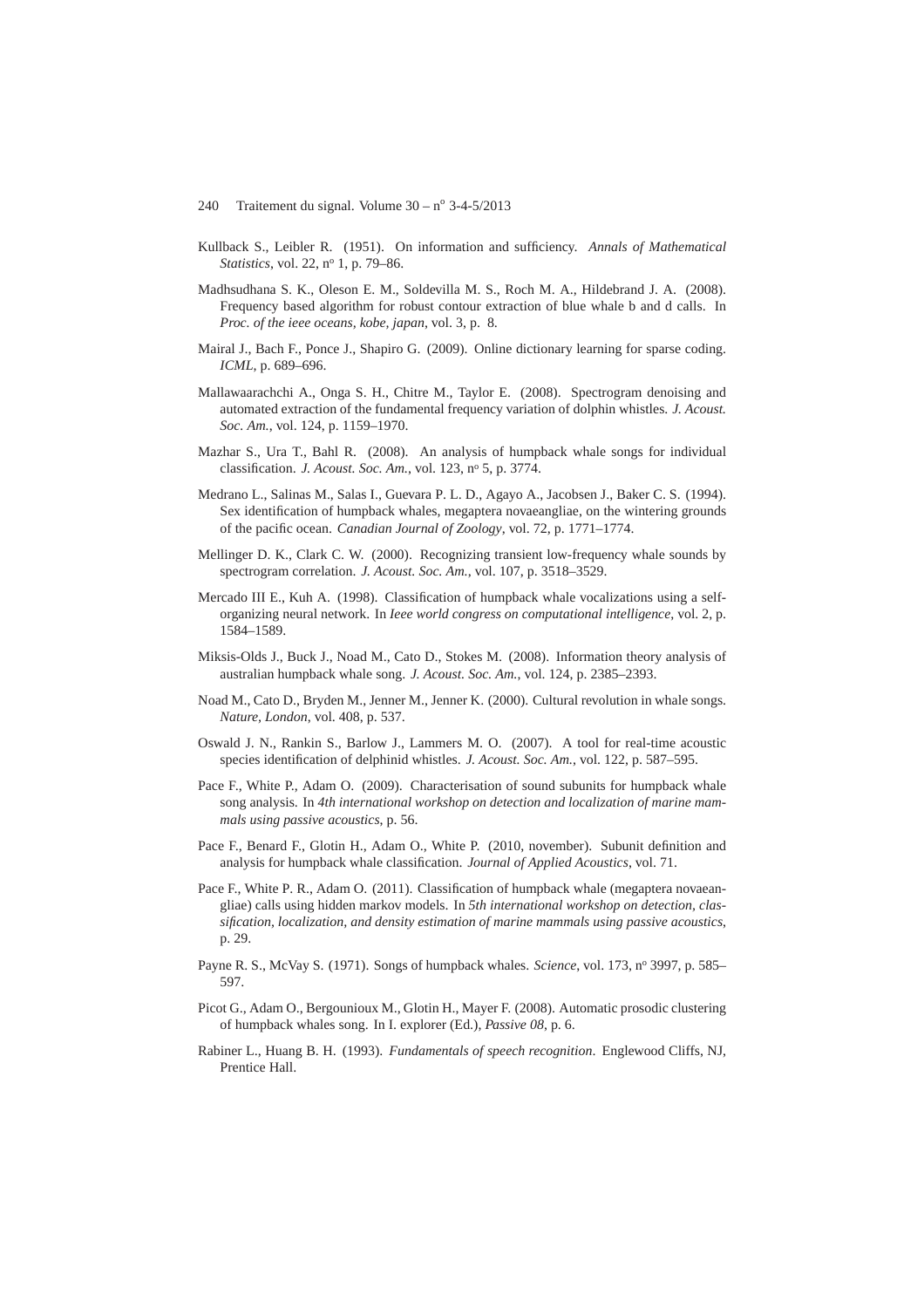Kullback S., Leibler R. (1951). On information and sufficiency. *Annals of Mathematical Statistics*, vol. 22, nº 1, p. 79–86.

Madhsudhana S. K., Oleson E. M., Soldevilla M. S., Roch M. A., Hildebrand J. A. (2008). Frequency based algorithm for robust contour extraction of blue whale b and d calls. In *Proc. of the ieee oceans, kobe, japan*, vol. 3, p. 8.

Mairal J., Bach F., Ponce J., Shapiro G. (2009). Online dictionary learning for sparse coding. *ICML*, p. 689–696.

Mallawaarachchi A., Onga S. H., Chitre M., Taylor E. (2008). Spectrogram denoising and automated extraction of the fundamental frequency variation of dolphin whistles. *J. Acoust. Soc. Am.*, vol. 124, p. 1159–1970.

Mazhar S., Ura T., Bahl R. (2008). An analysis of humpback whale songs for individual classification. *J. Acoust. Soc. Am.*, vol. 123, nº 5, p. 3774.

Medrano L., Salinas M., Salas I., Guevara P. L. D., Agayo A., Jacobsen J., Baker C. S. (1994). Sex identification of humpback whales, megaptera novaeangliae, on the wintering grounds of the pacific ocean. *Canadian Journal of Zoology*, vol. 72, p. 1771–1774.

Mellinger D. K., Clark C. W. (2000). Recognizing transient low-frequency whale sounds by spectrogram correlation. *J. Acoust. Soc. Am.*, vol. 107, p. 3518–3529.

Mercado III E., Kuh A. (1998). Classification of humpback whale vocalizations using a self-organizing neural network. In *Ieee world congress on computational intelligence*, vol. 2, p. 1584–1589.

Miksis-Olds J., Buck J., Noad M., Cato D., Stokes M. (2008). Information theory analysis of australian humpback whale song. *J. Acoust. Soc. Am.*, vol. 124, p. 2385–2393.

Noad M., Cato D., Bryden M., Jenner M., Jenner K. (2000). Cultural revolution in whale songs. *Nature, London*, vol. 408, p. 537.

Oswald J. N., Rankin S., Barlow J., Lammers M. O. (2007). A tool for real-time acoustic species identification of delphinid whistles. *J. Acoust. Soc. Am.*, vol. 122, p. 587–595.

Pace F., White P., Adam O. (2009). Characterisation of sound subunits for humpback whale song analysis. In *4th international workshop on detection and localization of marine mammals using passive acoustics*, p. 56.

Pace F., Benard F., Glotin H., Adam O., White P. (2010, november). Subunit definition and analysis for humpback whale classification. *Journal of Applied Acoustics*, vol. 71.

Pace F., White P. R., Adam O. (2011). Classification of humpback whale (megaptera novaeangliae) calls using hidden markov models. In *5th international workshop on detection, classification, localization, and density estimation of marine mammals using passive acoustics*, p. 29.

Payne R. S., McVay S. (1971). Songs of humpback whales. *Science*, vol. 173, nº 3997, p. 585–597.

Picot G., Adam O., Bergounioux M., Glotin H., Mayer F. (2008). Automatic prosodic clustering of humpback whales song. In I. explorer (Ed.), *Passive 08*, p. 6.

Rabiner L., Huang B. H. (1993). *Fundamentals of speech recognition*. Englewood Cliffs, NJ, Prentice Hall.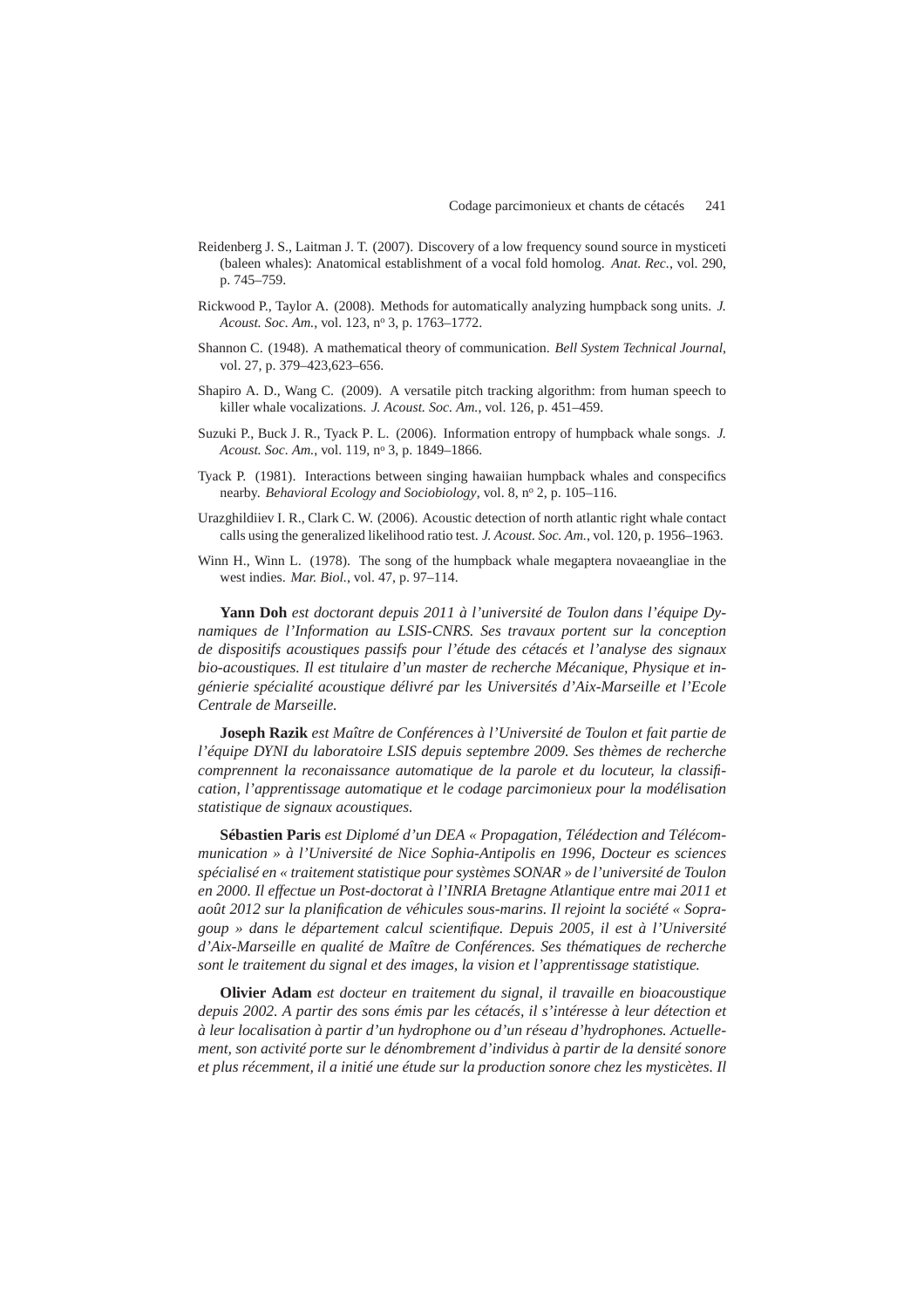Reidenberg J. S., Laitman J. T. (2007). Discovery of a low frequency sound source in mysticeti (baleen whales): Anatomical establishment of a vocal fold homolog. *Anat. Rec.*, vol. 290, p. 745–759.

Rickwood P., Taylor A. (2008). Methods for automatically analyzing humpback song units. *J. Acoust. Soc. Am.*, vol. 123, nº 3, p. 1763–1772.

Shannon C. (1948). A mathematical theory of communication. *Bell System Technical Journal*, vol. 27, p. 379–423,623–656.

Shapiro A. D., Wang C. (2009). A versatile pitch tracking algorithm: from human speech to killer whale vocalizations. *J. Acoust. Soc. Am.*, vol. 126, p. 451–459.

Suzuki P., Buck J. R., Tyack P. L. (2006). Information entropy of humpback whale songs. *J. Acoust. Soc. Am.*, vol. 119, nº 3, p. 1849–1866.

Tyack P. (1981). Interactions between singing hawaiian humpback whales and conspecifics nearby. *Behavioral Ecology and Sociobiology*, vol. 8, nº 2, p. 105–116.

Urazghildiiev I. R., Clark C. W. (2006). Acoustic detection of north atlantic right whale contact calls using the generalized likelihood ratio test. *J. Acoust. Soc. Am.*, vol. 120, p. 1956–1963.

Winn H., Winn L. (1978). The song of the humpback whale megaptera novaeangliae in the west indies. *Mar. Biol.*, vol. 47, p. 97–114.

**Yann Doh** *est doctorant depuis 2011 à l'université de Toulon dans l'équipe Dynamiques de l'Information au LSIS-CNRS. Ses travaux portent sur la conception de dispositifs acoustiques passifs pour l'étude des cétacés et l'analyse des signaux bio-acoustiques. Il est titulaire d'un master de recherche Mécanique, Physique et ingénierie spécialité acoustique délivré par les Universités d'Aix-Marseille et l'Ecole Centrale de Marseille.*

**Joseph Razik** *est Maître de Conférences à l'Université de Toulon et fait partie de l'équipe DYNI du laboratoire LSIS depuis septembre 2009. Ses thèmes de recherche comprennent la reconaissance automatique de la parole et du locuteur, la classification, l'apprentissage automatique et le codage parcimonieux pour la modélisation statistique de signaux acoustiques.*

**Sébastien Paris** *est Diplomé d'un DEA « Propagation, Télédection and Télécommunication » à l'Université de Nice Sophia-Antipolis en 1996, Docteur es sciences spécialisé en « traitement statistique pour systèmes SONAR » de l'université de Toulon en 2000. Il effectue un Post-doctorat à l'INRIA Bretagne Atlantique entre mai 2011 et août 2012 sur la planification de véhicules sous-marins. Il rejoint la société « Sopragoup » dans le département calcul scientifique. Depuis 2005, il est à l'Université d'Aix-Marseille en qualité de Maître de Conférences. Ses thématiques de recherche sont le traitement du signal et des images, la vision et l'apprentissage statistique.*

**Olivier Adam** *est docteur en traitement du signal, il travaille en bioacoustique depuis 2002. A partir des sons émis par les cétacés, il s'intéresse à leur détection et à leur localisation à partir d'un hydrophone ou d'un réseau d'hydrophones. Actuellement, son activité porte sur le dénombrement d'individus à partir de la densité sonore et plus récemment, il a initié une étude sur la production sonore chez les mysticètes. Il*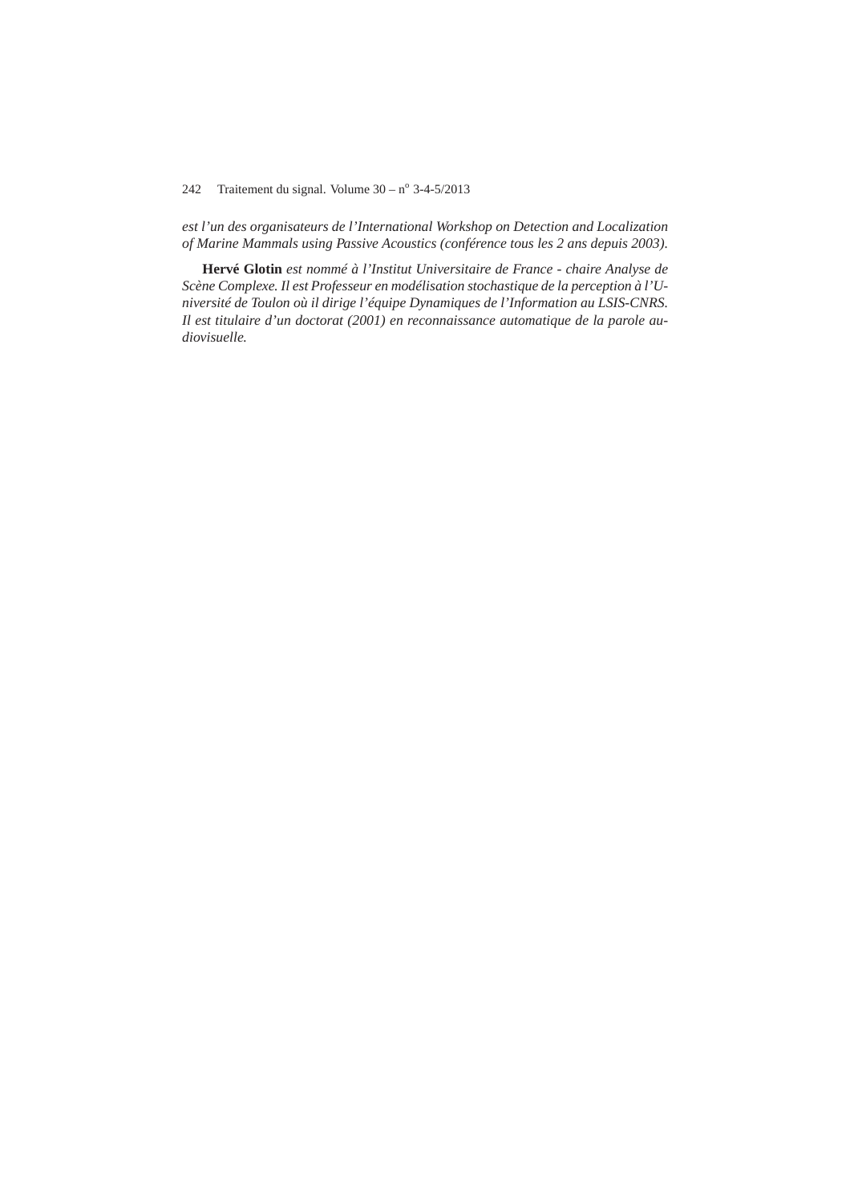*est l'un des organisateurs de l'International Workshop on Detection and Localization of Marine Mammals using Passive Acoustics (conférence tous les 2 ans depuis 2003).*

**Hervé Glotin** *est nommé à l'Institut Universitaire de France - chaire Analyse de Scène Complexe. Il est Professeur en modélisation stochastique de la perception à l'Université de Toulon où il dirige l'équipe Dynamiques de l'Information au LSIS-CNRS. Il est titulaire d'un doctorat (2001) en reconnaissance automatique de la parole audiovisuelle.*